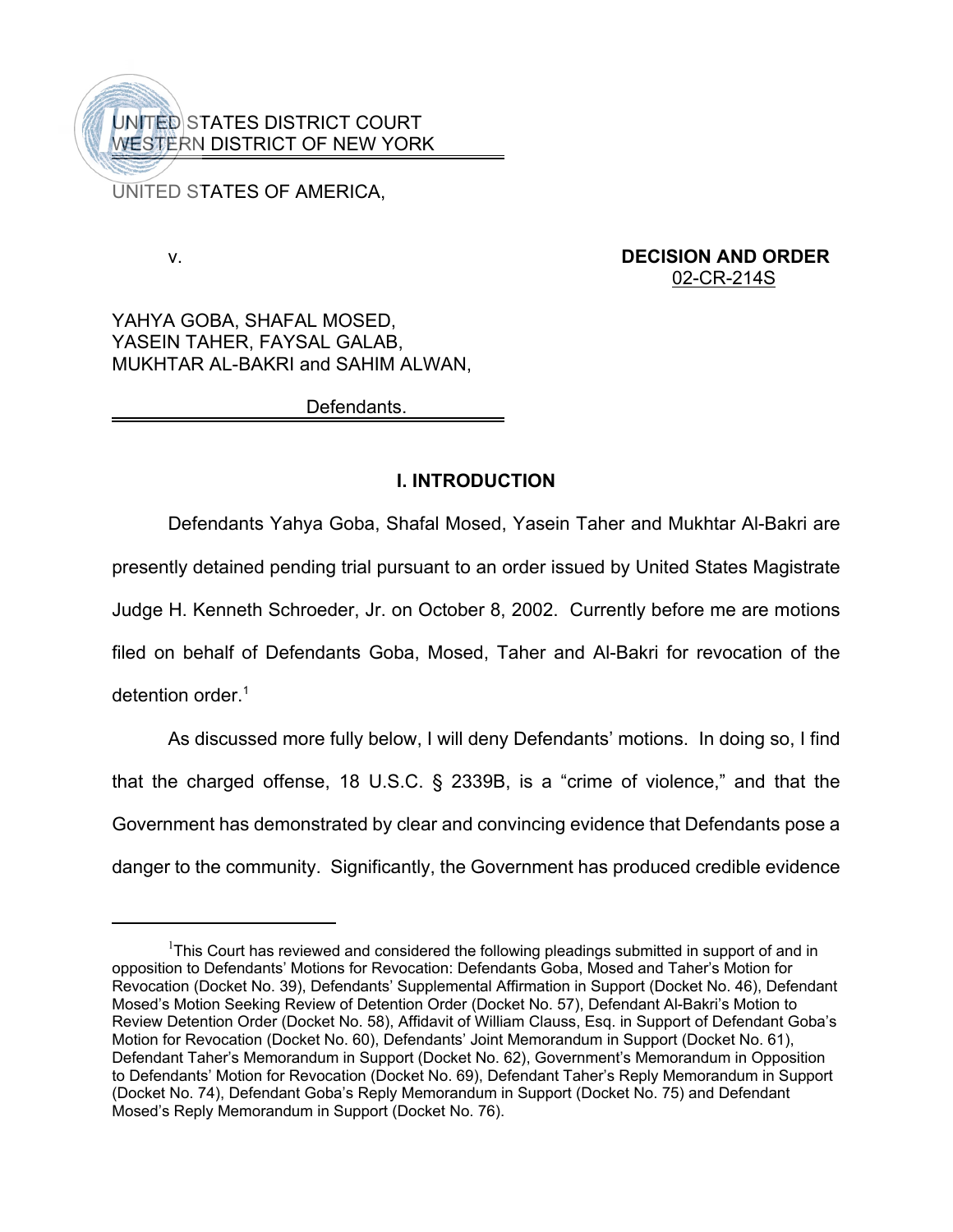UNITED STATES DISTRICT COURT
WESTERN DISTRICT OF NEW YORK

UNITED STATES OF AMERICA,

v.

**DECISION AND ORDER**
02-CR-214S

YAHYA GOBA, SHAFAL MOSED,
YASEIN TAHER, FAYSAL GALAB,
MUKHTAR AL-BAKRI and SAHIM ALWAN,

Defendants.

## I. INTRODUCTION

Defendants Yahya Goba, Shafal Mosed, Yasein Taher and Mukhtar Al-Bakri are presently detained pending trial pursuant to an order issued by United States Magistrate Judge H. Kenneth Schroeder, Jr. on October 8, 2002. Currently before me are motions filed on behalf of Defendants Goba, Mosed, Taher and Al-Bakri for revocation of the detention order.[1]

As discussed more fully below, I will deny Defendants' motions. In doing so, I find that the charged offense, 18 U.S.C. § 2339B, is a "crime of violence," and that the Government has demonstrated by clear and convincing evidence that Defendants pose a danger to the community. Significantly, the Government has produced credible evidence

[1] This Court has reviewed and considered the following pleadings submitted in support of and in opposition to Defendants' Motions for Revocation: Defendants Goba, Mosed and Taher's Motion for Revocation (Docket No. 39), Defendants' Supplemental Affirmation in Support (Docket No. 46), Defendant Mosed's Motion Seeking Review of Detention Order (Docket No. 57), Defendant Al-Bakri's Motion to Review Detention Order (Docket No. 58), Affidavit of William Clauss, Esq. in Support of Defendant Goba's Motion for Revocation (Docket No. 60), Defendants' Joint Memorandum in Support (Docket No. 61), Defendant Taher's Memorandum in Support (Docket No. 62), Government's Memorandum in Opposition to Defendants' Motion for Revocation (Docket No. 69), Defendant Taher's Reply Memorandum in Support (Docket No. 74), Defendant Goba's Reply Memorandum in Support (Docket No. 75) and Defendant Mosed's Reply Memorandum in Support (Docket No. 76).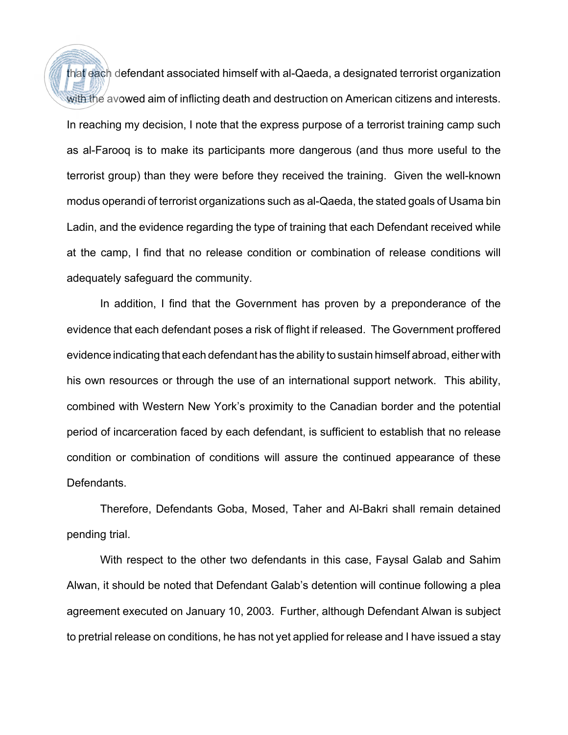that each defendant associated himself with al-Qaeda, a designated terrorist organization with the avowed aim of inflicting death and destruction on American citizens and interests. In reaching my decision, I note that the express purpose of a terrorist training camp such as al-Farooq is to make its participants more dangerous (and thus more useful to the terrorist group) than they were before they received the training. Given the well-known modus operandi of terrorist organizations such as al-Qaeda, the stated goals of Usama bin Ladin, and the evidence regarding the type of training that each Defendant received while at the camp, I find that no release condition or combination of release conditions will adequately safeguard the community.

In addition, I find that the Government has proven by a preponderance of the evidence that each defendant poses a risk of flight if released. The Government proffered evidence indicating that each defendant has the ability to sustain himself abroad, either with his own resources or through the use of an international support network. This ability, combined with Western New York's proximity to the Canadian border and the potential period of incarceration faced by each defendant, is sufficient to establish that no release condition or combination of conditions will assure the continued appearance of these Defendants.

Therefore, Defendants Goba, Mosed, Taher and Al-Bakri shall remain detained pending trial.

With respect to the other two defendants in this case, Faysal Galab and Sahim Alwan, it should be noted that Defendant Galab's detention will continue following a plea agreement executed on January 10, 2003. Further, although Defendant Alwan is subject to pretrial release on conditions, he has not yet applied for release and I have issued a stay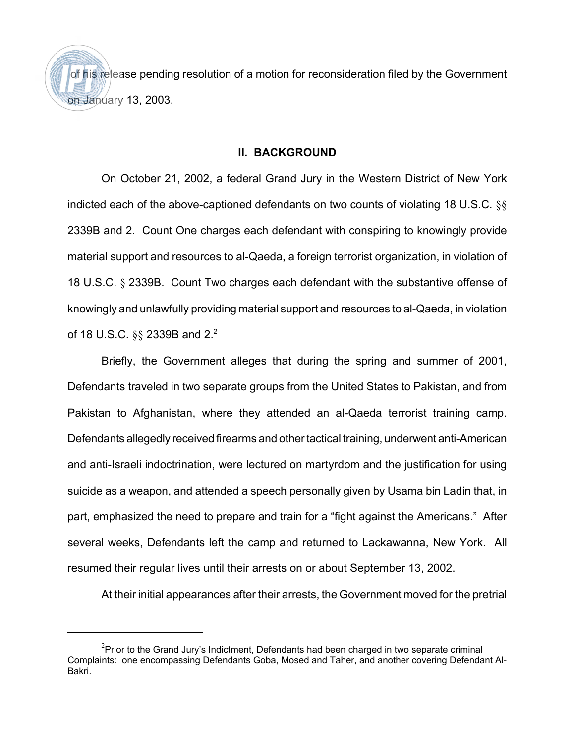of his release pending resolution of a motion for reconsideration filed by the Government on January 13, 2003.

## II. BACKGROUND

On October 21, 2002, a federal Grand Jury in the Western District of New York indicted each of the above-captioned defendants on two counts of violating 18 U.S.C. §§ 2339B and 2. Count One charges each defendant with conspiring to knowingly provide material support and resources to al-Qaeda, a foreign terrorist organization, in violation of 18 U.S.C. § 2339B. Count Two charges each defendant with the substantive offense of knowingly and unlawfully providing material support and resources to al-Qaeda, in violation of 18 U.S.C. §§ 2339B and 2.[2]

Briefly, the Government alleges that during the spring and summer of 2001, Defendants traveled in two separate groups from the United States to Pakistan, and from Pakistan to Afghanistan, where they attended an al-Qaeda terrorist training camp. Defendants allegedly received firearms and other tactical training, underwent anti-American and anti-Israeli indoctrination, were lectured on martyrdom and the justification for using suicide as a weapon, and attended a speech personally given by Usama bin Ladin that, in part, emphasized the need to prepare and train for a "fight against the Americans." After several weeks, Defendants left the camp and returned to Lackawanna, New York. All resumed their regular lives until their arrests on or about September 13, 2002.

At their initial appearances after their arrests, the Government moved for the pretrial

[2] Prior to the Grand Jury's Indictment, Defendants had been charged in two separate criminal Complaints: one encompassing Defendants Goba, Mosed and Taher, and another covering Defendant Al-Bakri.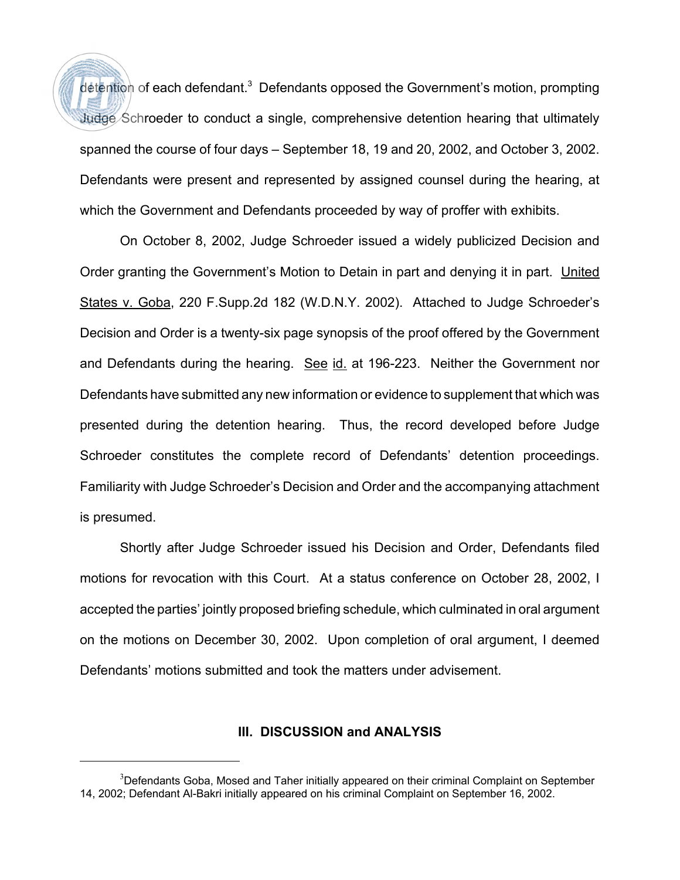detention of each defendant.[3] Defendants opposed the Government's motion, prompting Judge Schroeder to conduct a single, comprehensive detention hearing that ultimately spanned the course of four days – September 18, 19 and 20, 2002, and October 3, 2002. Defendants were present and represented by assigned counsel during the hearing, at which the Government and Defendants proceeded by way of proffer with exhibits.

On October 8, 2002, Judge Schroeder issued a widely publicized Decision and Order granting the Government's Motion to Detain in part and denying it in part. United States v. Goba, 220 F.Supp.2d 182 (W.D.N.Y. 2002). Attached to Judge Schroeder's Decision and Order is a twenty-six page synopsis of the proof offered by the Government and Defendants during the hearing. See id. at 196-223. Neither the Government nor Defendants have submitted any new information or evidence to supplement that which was presented during the detention hearing. Thus, the record developed before Judge Schroeder constitutes the complete record of Defendants' detention proceedings. Familiarity with Judge Schroeder's Decision and Order and the accompanying attachment is presumed.

Shortly after Judge Schroeder issued his Decision and Order, Defendants filed motions for revocation with this Court. At a status conference on October 28, 2002, I accepted the parties' jointly proposed briefing schedule, which culminated in oral argument on the motions on December 30, 2002. Upon completion of oral argument, I deemed Defendants' motions submitted and took the matters under advisement.

## III. DISCUSSION and ANALYSIS

[3] Defendants Goba, Mosed and Taher initially appeared on their criminal Complaint on September 14, 2002; Defendant Al-Bakri initially appeared on his criminal Complaint on September 16, 2002.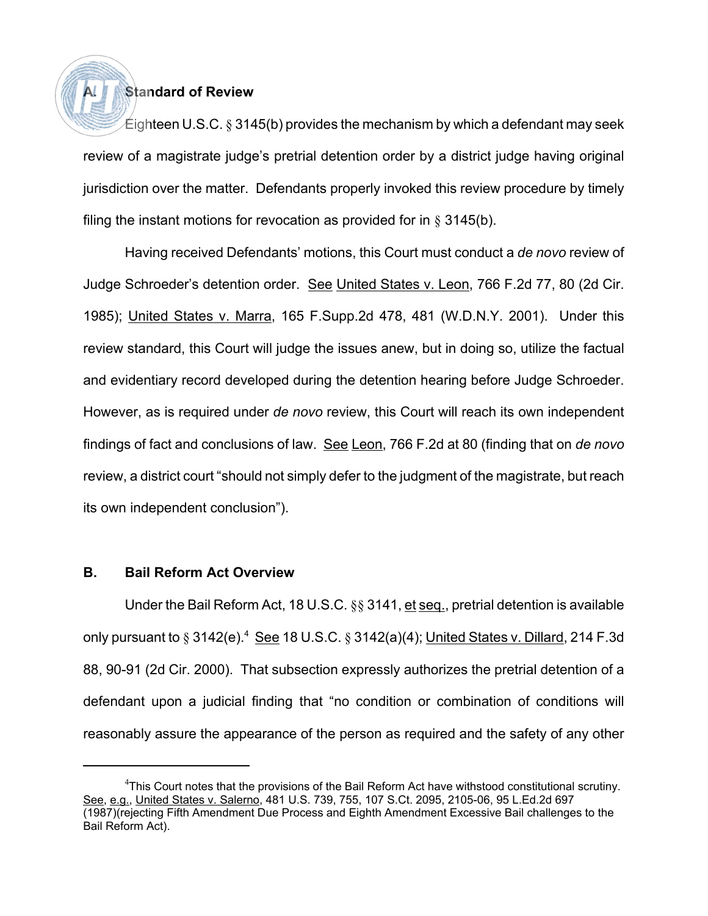### A. Standard of Review

Eighteen U.S.C. § 3145(b) provides the mechanism by which a defendant may seek review of a magistrate judge's pretrial detention order by a district judge having original jurisdiction over the matter. Defendants properly invoked this review procedure by timely filing the instant motions for revocation as provided for in § 3145(b).

Having received Defendants' motions, this Court must conduct a *de novo* review of Judge Schroeder's detention order. See United States v. Leon, 766 F.2d 77, 80 (2d Cir. 1985); United States v. Marra, 165 F.Supp.2d 478, 481 (W.D.N.Y. 2001). Under this review standard, this Court will judge the issues anew, but in doing so, utilize the factual and evidentiary record developed during the detention hearing before Judge Schroeder. However, as is required under *de novo* review, this Court will reach its own independent findings of fact and conclusions of law. See Leon, 766 F.2d at 80 (finding that on *de novo* review, a district court "should not simply defer to the judgment of the magistrate, but reach its own independent conclusion").

### B. Bail Reform Act Overview

Under the Bail Reform Act, 18 U.S.C. §§ 3141, et seq., pretrial detention is available only pursuant to § 3142(e).[4] See 18 U.S.C. § 3142(a)(4); United States v. Dillard, 214 F.3d 88, 90-91 (2d Cir. 2000). That subsection expressly authorizes the pretrial detention of a defendant upon a judicial finding that "no condition or combination of conditions will reasonably assure the appearance of the person as required and the safety of any other

---

[4] This Court notes that the provisions of the Bail Reform Act have withstood constitutional scrutiny. See, e.g., United States v. Salerno, 481 U.S. 739, 755, 107 S.Ct. 2095, 2105-06, 95 L.Ed.2d 697 (1987)(rejecting Fifth Amendment Due Process and Eighth Amendment Excessive Bail challenges to the Bail Reform Act).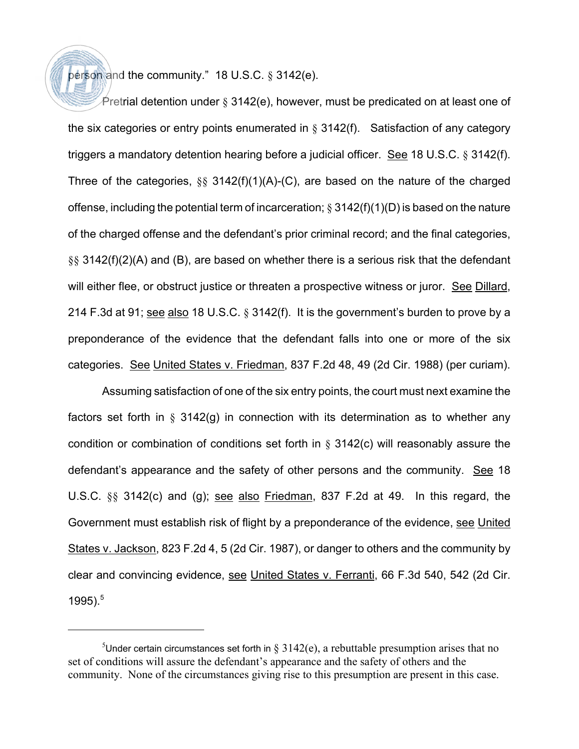person and the community." 18 U.S.C. § 3142(e).

Pretrial detention under § 3142(e), however, must be predicated on at least one of the six categories or entry points enumerated in § 3142(f). Satisfaction of any category triggers a mandatory detention hearing before a judicial officer. See 18 U.S.C. § 3142(f). Three of the categories, §§ 3142(f)(1)(A)-(C), are based on the nature of the charged offense, including the potential term of incarceration; § 3142(f)(1)(D) is based on the nature of the charged offense and the defendant's prior criminal record; and the final categories, §§ 3142(f)(2)(A) and (B), are based on whether there is a serious risk that the defendant will either flee, or obstruct justice or threaten a prospective witness or juror. See Dillard, 214 F.3d at 91; see also 18 U.S.C. § 3142(f). It is the government's burden to prove by a preponderance of the evidence that the defendant falls into one or more of the six categories. See United States v. Friedman, 837 F.2d 48, 49 (2d Cir. 1988) (per curiam).

Assuming satisfaction of one of the six entry points, the court must next examine the factors set forth in § 3142(g) in connection with its determination as to whether any condition or combination of conditions set forth in § 3142(c) will reasonably assure the defendant's appearance and the safety of other persons and the community. See 18 U.S.C. §§ 3142(c) and (g); see also Friedman, 837 F.2d at 49. In this regard, the Government must establish risk of flight by a preponderance of the evidence, see United States v. Jackson, 823 F.2d 4, 5 (2d Cir. 1987), or danger to others and the community by clear and convincing evidence, see United States v. Ferranti, 66 F.3d 540, 542 (2d Cir. 1995).[5]

---

[5]Under certain circumstances set forth in § 3142(e), a rebuttable presumption arises that no set of conditions will assure the defendant's appearance and the safety of others and the community. None of the circumstances giving rise to this presumption are present in this case.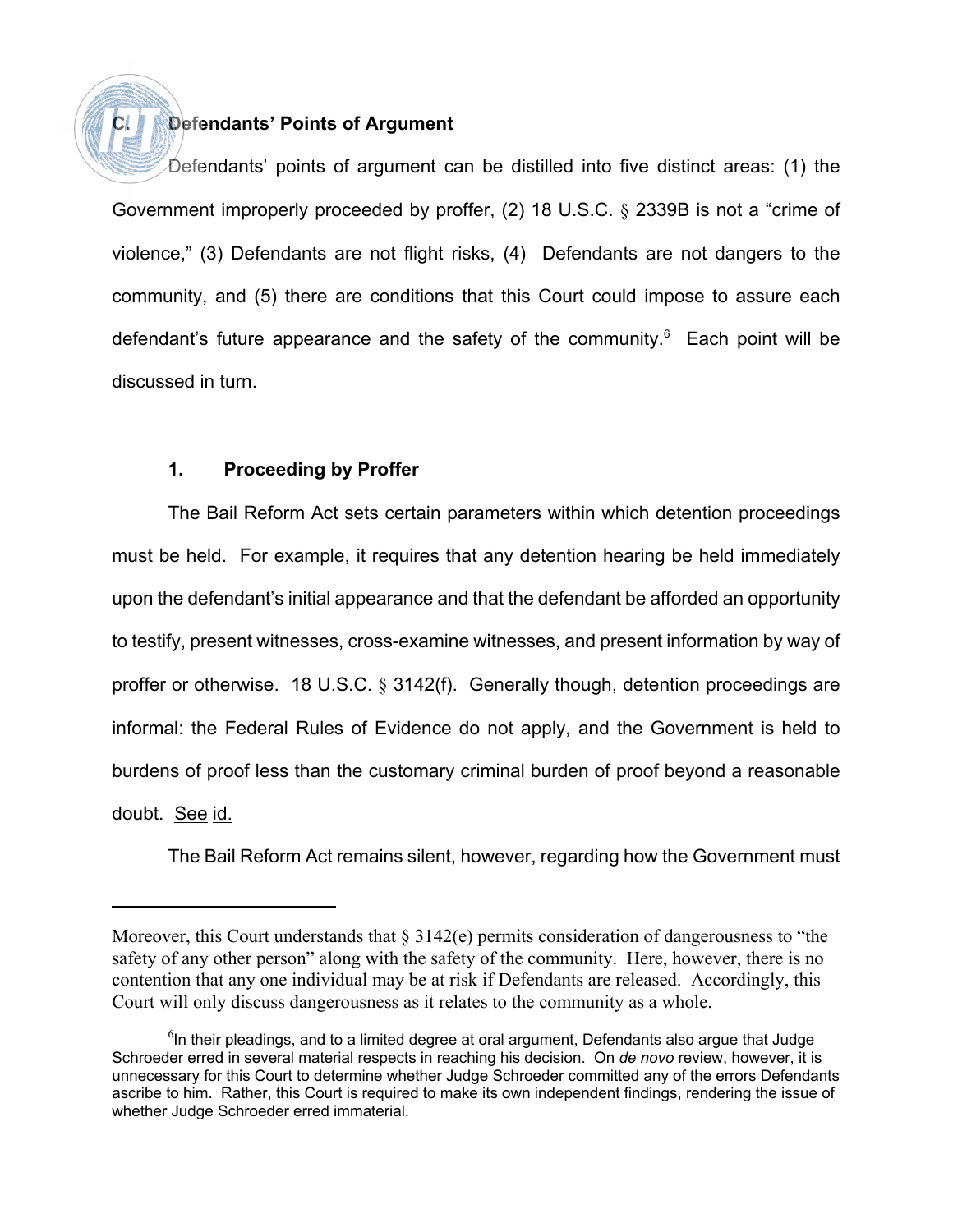### C. Defendants' Points of Argument

Defendants' points of argument can be distilled into five distinct areas: (1) the Government improperly proceeded by proffer, (2) 18 U.S.C. § 2339B is not a "crime of violence," (3) Defendants are not flight risks, (4) Defendants are not dangers to the community, and (5) there are conditions that this Court could impose to assure each defendant's future appearance and the safety of the community.[6] Each point will be discussed in turn.

#### 1. Proceeding by Proffer

The Bail Reform Act sets certain parameters within which detention proceedings must be held. For example, it requires that any detention hearing be held immediately upon the defendant's initial appearance and that the defendant be afforded an opportunity to testify, present witnesses, cross-examine witnesses, and present information by way of proffer or otherwise. 18 U.S.C. § 3142(f). Generally though, detention proceedings are informal: the Federal Rules of Evidence do not apply, and the Government is held to burdens of proof less than the customary criminal burden of proof beyond a reasonable doubt. See id.

The Bail Reform Act remains silent, however, regarding how the Government must

---

Moreover, this Court understands that § 3142(e) permits consideration of dangerousness to "the safety of any other person" along with the safety of the community. Here, however, there is no contention that any one individual may be at risk if Defendants are released. Accordingly, this Court will only discuss dangerousness as it relates to the community as a whole.

[6] In their pleadings, and to a limited degree at oral argument, Defendants also argue that Judge Schroeder erred in several material respects in reaching his decision. On *de novo* review, however, it is unnecessary for this Court to determine whether Judge Schroeder committed any of the errors Defendants ascribe to him. Rather, this Court is required to make its own independent findings, rendering the issue of whether Judge Schroeder erred immaterial.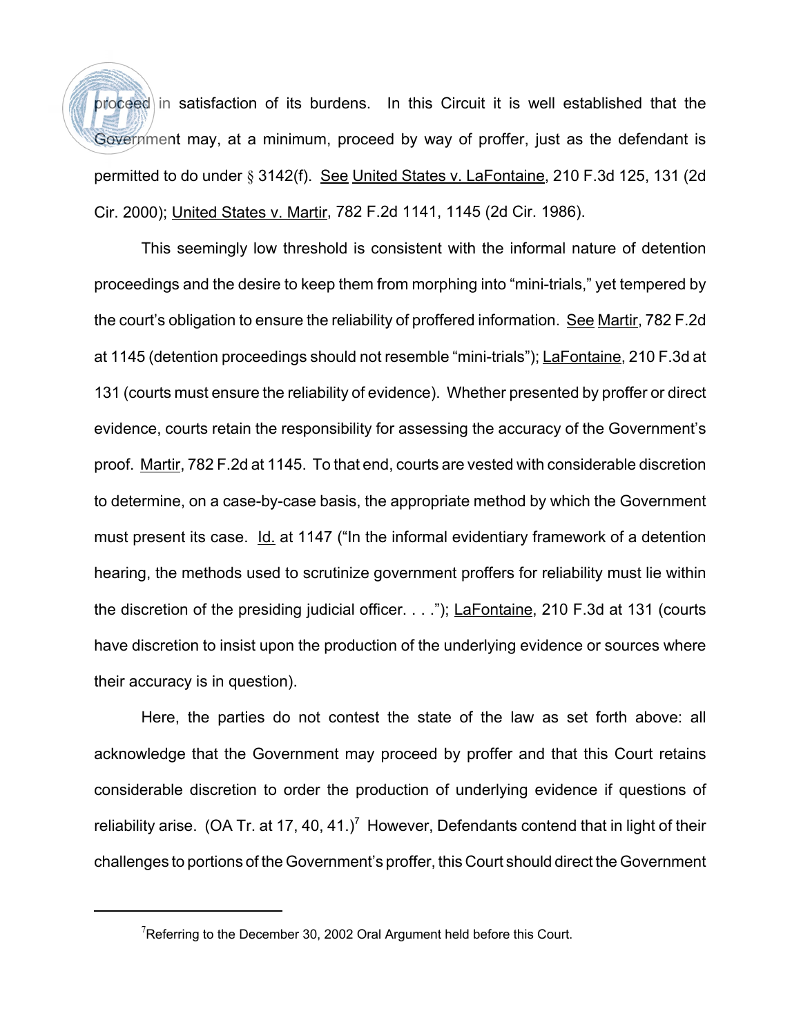proceed in satisfaction of its burdens. In this Circuit it is well established that the Government may, at a minimum, proceed by way of proffer, just as the defendant is permitted to do under § 3142(f). See United States v. LaFontaine, 210 F.3d 125, 131 (2d Cir. 2000); United States v. Martir, 782 F.2d 1141, 1145 (2d Cir. 1986).

This seemingly low threshold is consistent with the informal nature of detention proceedings and the desire to keep them from morphing into "mini-trials," yet tempered by the court's obligation to ensure the reliability of proffered information. See Martir, 782 F.2d at 1145 (detention proceedings should not resemble "mini-trials"); LaFontaine, 210 F.3d at 131 (courts must ensure the reliability of evidence). Whether presented by proffer or direct evidence, courts retain the responsibility for assessing the accuracy of the Government's proof. Martir, 782 F.2d at 1145. To that end, courts are vested with considerable discretion to determine, on a case-by-case basis, the appropriate method by which the Government must present its case. Id. at 1147 ("In the informal evidentiary framework of a detention hearing, the methods used to scrutinize government proffers for reliability must lie within the discretion of the presiding judicial officer. . . ."); LaFontaine, 210 F.3d at 131 (courts have discretion to insist upon the production of the underlying evidence or sources where their accuracy is in question).

Here, the parties do not contest the state of the law as set forth above: all acknowledge that the Government may proceed by proffer and that this Court retains considerable discretion to order the production of underlying evidence if questions of reliability arise. (OA Tr. at 17, 40, 41.)[7] However, Defendants contend that in light of their challenges to portions of the Government's proffer, this Court should direct the Government

---

[7] Referring to the December 30, 2002 Oral Argument held before this Court.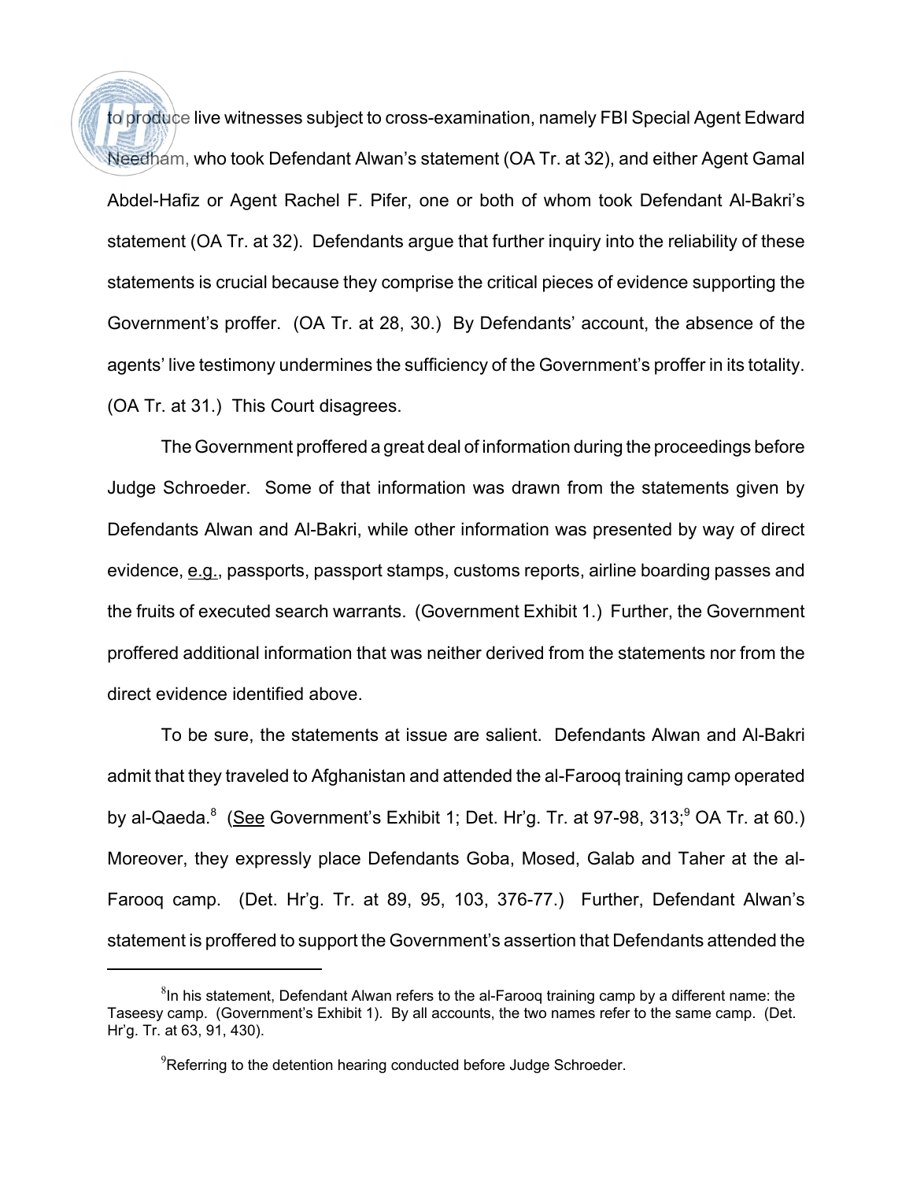to produce live witnesses subject to cross-examination, namely FBI Special Agent Edward Needham, who took Defendant Alwan's statement (OA Tr. at 32), and either Agent Gamal Abdel-Hafiz or Agent Rachel F. Pifer, one or both of whom took Defendant Al-Bakri's statement (OA Tr. at 32). Defendants argue that further inquiry into the reliability of these statements is crucial because they comprise the critical pieces of evidence supporting the Government's proffer. (OA Tr. at 28, 30.) By Defendants' account, the absence of the agents' live testimony undermines the sufficiency of the Government's proffer in its totality. (OA Tr. at 31.) This Court disagrees.

The Government proffered a great deal of information during the proceedings before Judge Schroeder. Some of that information was drawn from the statements given by Defendants Alwan and Al-Bakri, while other information was presented by way of direct evidence, e.g., passports, passport stamps, customs reports, airline boarding passes and the fruits of executed search warrants. (Government Exhibit 1.) Further, the Government proffered additional information that was neither derived from the statements nor from the direct evidence identified above.

To be sure, the statements at issue are salient. Defendants Alwan and Al-Bakri admit that they traveled to Afghanistan and attended the al-Farooq training camp operated by al-Qaeda.[8] (See Government's Exhibit 1; Det. Hr'g. Tr. at 97-98, 313;[9] OA Tr. at 60.) Moreover, they expressly place Defendants Goba, Mosed, Galab and Taher at the al-Farooq camp. (Det. Hr'g. Tr. at 89, 95, 103, 376-77.) Further, Defendant Alwan's statement is proffered to support the Government's assertion that Defendants attended the

---

[8] In his statement, Defendant Alwan refers to the al-Farooq training camp by a different name: the Taseesy camp. (Government's Exhibit 1). By all accounts, the two names refer to the same camp. (Det. Hr'g. Tr. at 63, 91, 430).

[9] Referring to the detention hearing conducted before Judge Schroeder.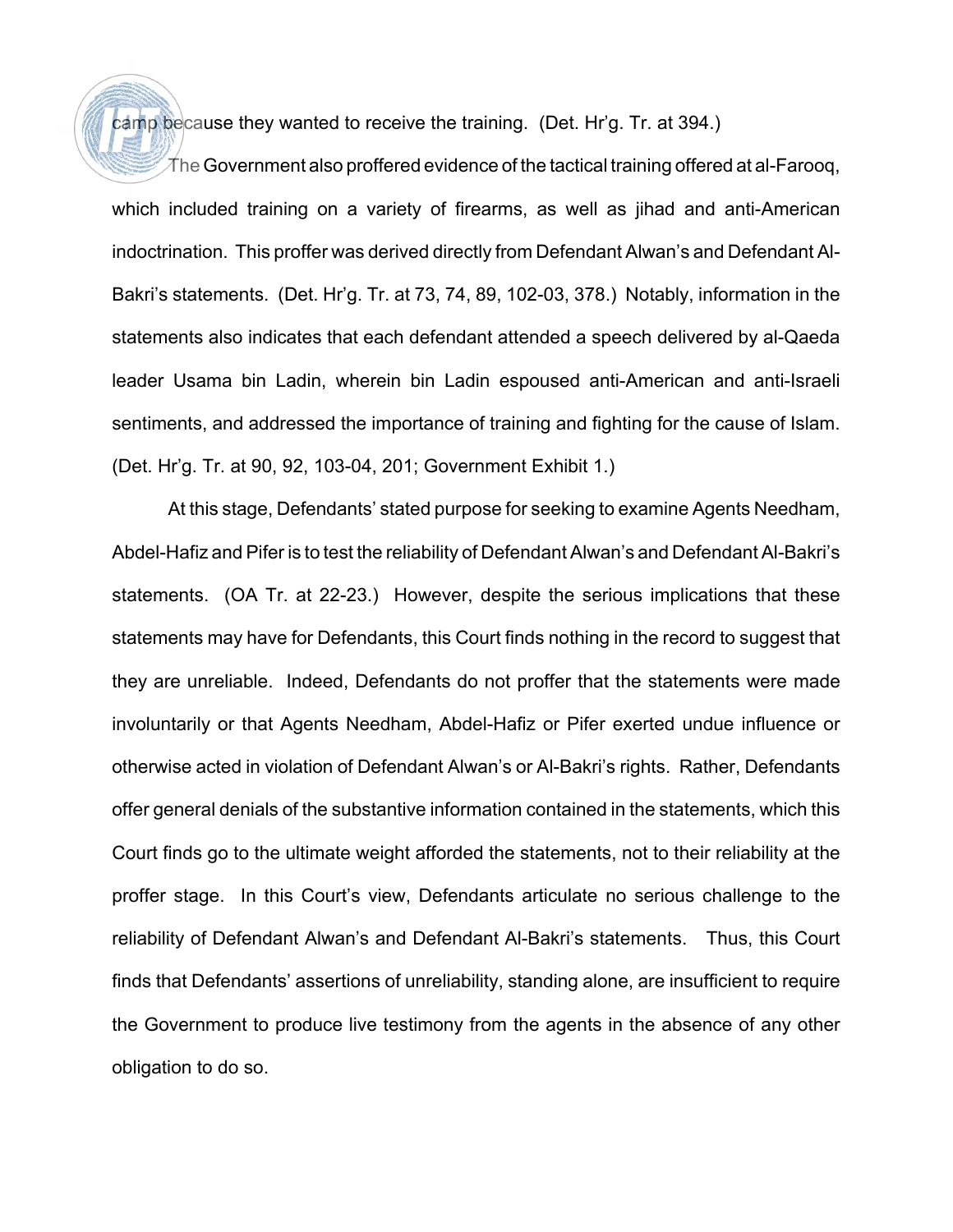camp because they wanted to receive the training. (Det. Hr'g. Tr. at 394.)

The Government also proffered evidence of the tactical training offered at al-Farooq, which included training on a variety of firearms, as well as jihad and anti-American indoctrination. This proffer was derived directly from Defendant Alwan's and Defendant Al-Bakri's statements. (Det. Hr'g. Tr. at 73, 74, 89, 102-03, 378.) Notably, information in the statements also indicates that each defendant attended a speech delivered by al-Qaeda leader Usama bin Ladin, wherein bin Ladin espoused anti-American and anti-Israeli sentiments, and addressed the importance of training and fighting for the cause of Islam. (Det. Hr'g. Tr. at 90, 92, 103-04, 201; Government Exhibit 1.)

At this stage, Defendants' stated purpose for seeking to examine Agents Needham, Abdel-Hafiz and Pifer is to test the reliability of Defendant Alwan's and Defendant Al-Bakri's statements. (OA Tr. at 22-23.) However, despite the serious implications that these statements may have for Defendants, this Court finds nothing in the record to suggest that they are unreliable. Indeed, Defendants do not proffer that the statements were made involuntarily or that Agents Needham, Abdel-Hafiz or Pifer exerted undue influence or otherwise acted in violation of Defendant Alwan's or Al-Bakri's rights. Rather, Defendants offer general denials of the substantive information contained in the statements, which this Court finds go to the ultimate weight afforded the statements, not to their reliability at the proffer stage. In this Court's view, Defendants articulate no serious challenge to the reliability of Defendant Alwan's and Defendant Al-Bakri's statements. Thus, this Court finds that Defendants' assertions of unreliability, standing alone, are insufficient to require the Government to produce live testimony from the agents in the absence of any other obligation to do so.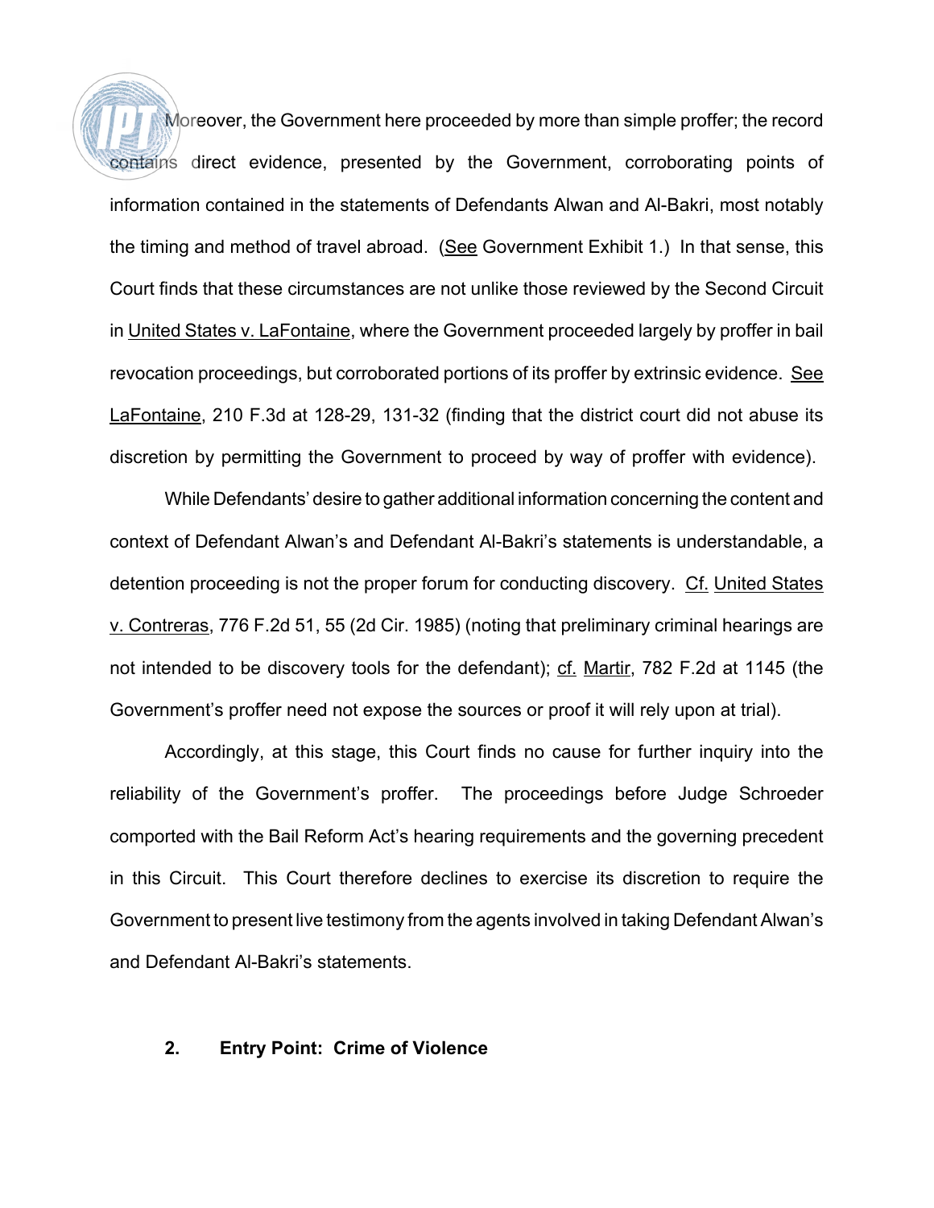Moreover, the Government here proceeded by more than simple proffer; the record contains direct evidence, presented by the Government, corroborating points of information contained in the statements of Defendants Alwan and Al-Bakri, most notably the timing and method of travel abroad. (See Government Exhibit 1.) In that sense, this Court finds that these circumstances are not unlike those reviewed by the Second Circuit in United States v. LaFontaine, where the Government proceeded largely by proffer in bail revocation proceedings, but corroborated portions of its proffer by extrinsic evidence. See LaFontaine, 210 F.3d at 128-29, 131-32 (finding that the district court did not abuse its discretion by permitting the Government to proceed by way of proffer with evidence).

While Defendants' desire to gather additional information concerning the content and context of Defendant Alwan's and Defendant Al-Bakri's statements is understandable, a detention proceeding is not the proper forum for conducting discovery. Cf. United States v. Contreras, 776 F.2d 51, 55 (2d Cir. 1985) (noting that preliminary criminal hearings are not intended to be discovery tools for the defendant); cf. Martir, 782 F.2d at 1145 (the Government's proffer need not expose the sources or proof it will rely upon at trial).

Accordingly, at this stage, this Court finds no cause for further inquiry into the reliability of the Government's proffer. The proceedings before Judge Schroeder comported with the Bail Reform Act's hearing requirements and the governing precedent in this Circuit. This Court therefore declines to exercise its discretion to require the Government to present live testimony from the agents involved in taking Defendant Alwan's and Defendant Al-Bakri's statements.

### 2. Entry Point: Crime of Violence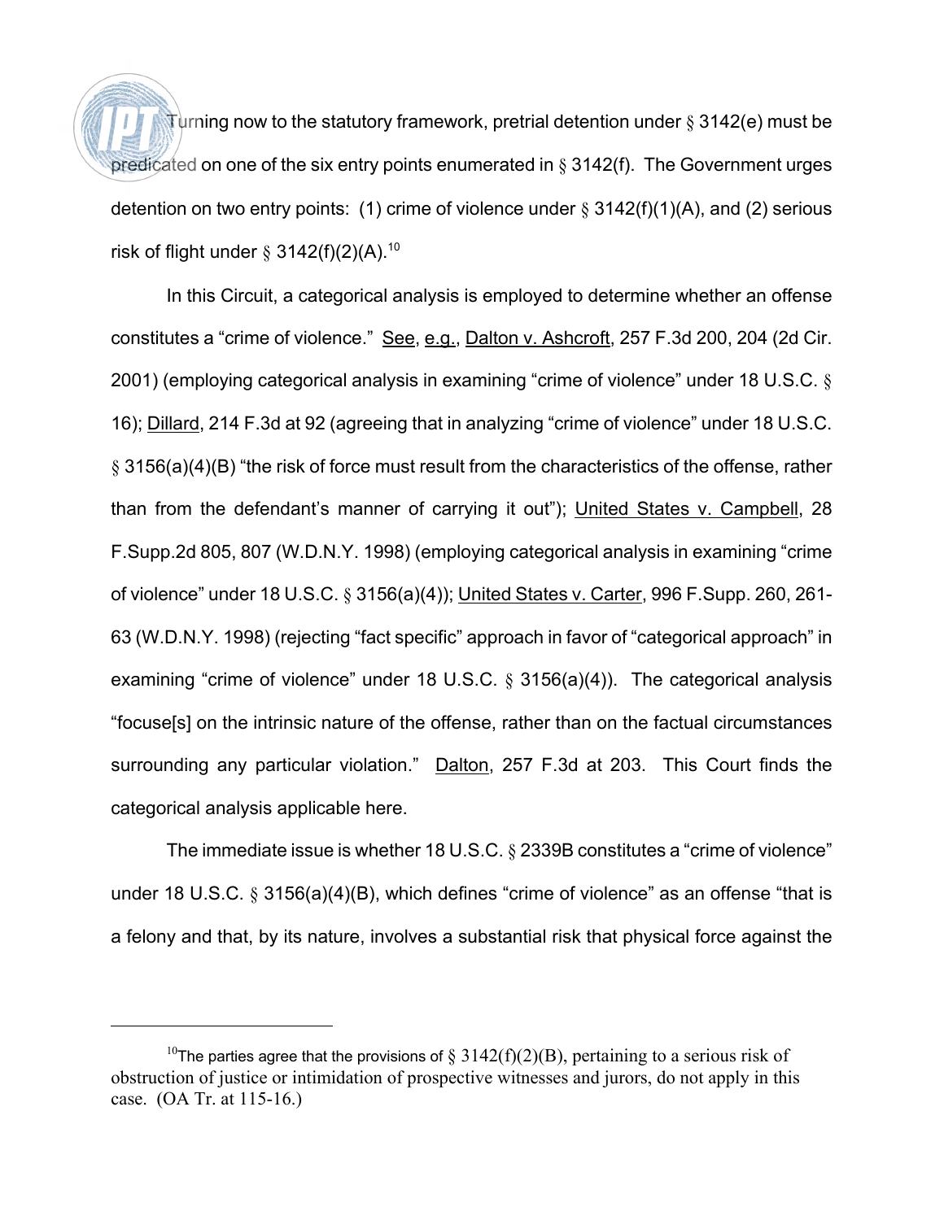Turning now to the statutory framework, pretrial detention under § 3142(e) must be predicated on one of the six entry points enumerated in § 3142(f). The Government urges detention on two entry points: (1) crime of violence under § 3142(f)(1)(A), and (2) serious risk of flight under § 3142(f)(2)(A).[10]

In this Circuit, a categorical analysis is employed to determine whether an offense constitutes a "crime of violence." See, e.g., Dalton v. Ashcroft, 257 F.3d 200, 204 (2d Cir. 2001) (employing categorical analysis in examining "crime of violence" under 18 U.S.C. § 16); Dillard, 214 F.3d at 92 (agreeing that in analyzing "crime of violence" under 18 U.S.C. § 3156(a)(4)(B) "the risk of force must result from the characteristics of the offense, rather than from the defendant's manner of carrying it out"); United States v. Campbell, 28 F.Supp.2d 805, 807 (W.D.N.Y. 1998) (employing categorical analysis in examining "crime of violence" under 18 U.S.C. § 3156(a)(4)); United States v. Carter, 996 F.Supp. 260, 261-63 (W.D.N.Y. 1998) (rejecting "fact specific" approach in favor of "categorical approach" in examining "crime of violence" under 18 U.S.C. § 3156(a)(4)). The categorical analysis "focuse[s] on the intrinsic nature of the offense, rather than on the factual circumstances surrounding any particular violation." Dalton, 257 F.3d at 203. This Court finds the categorical analysis applicable here.

The immediate issue is whether 18 U.S.C. § 2339B constitutes a "crime of violence" under 18 U.S.C. § 3156(a)(4)(B), which defines "crime of violence" as an offense "that is a felony and that, by its nature, involves a substantial risk that physical force against the

---

[10] The parties agree that the provisions of § 3142(f)(2)(B), pertaining to a serious risk of obstruction of justice or intimidation of prospective witnesses and jurors, do not apply in this case. (OA Tr. at 115-16.)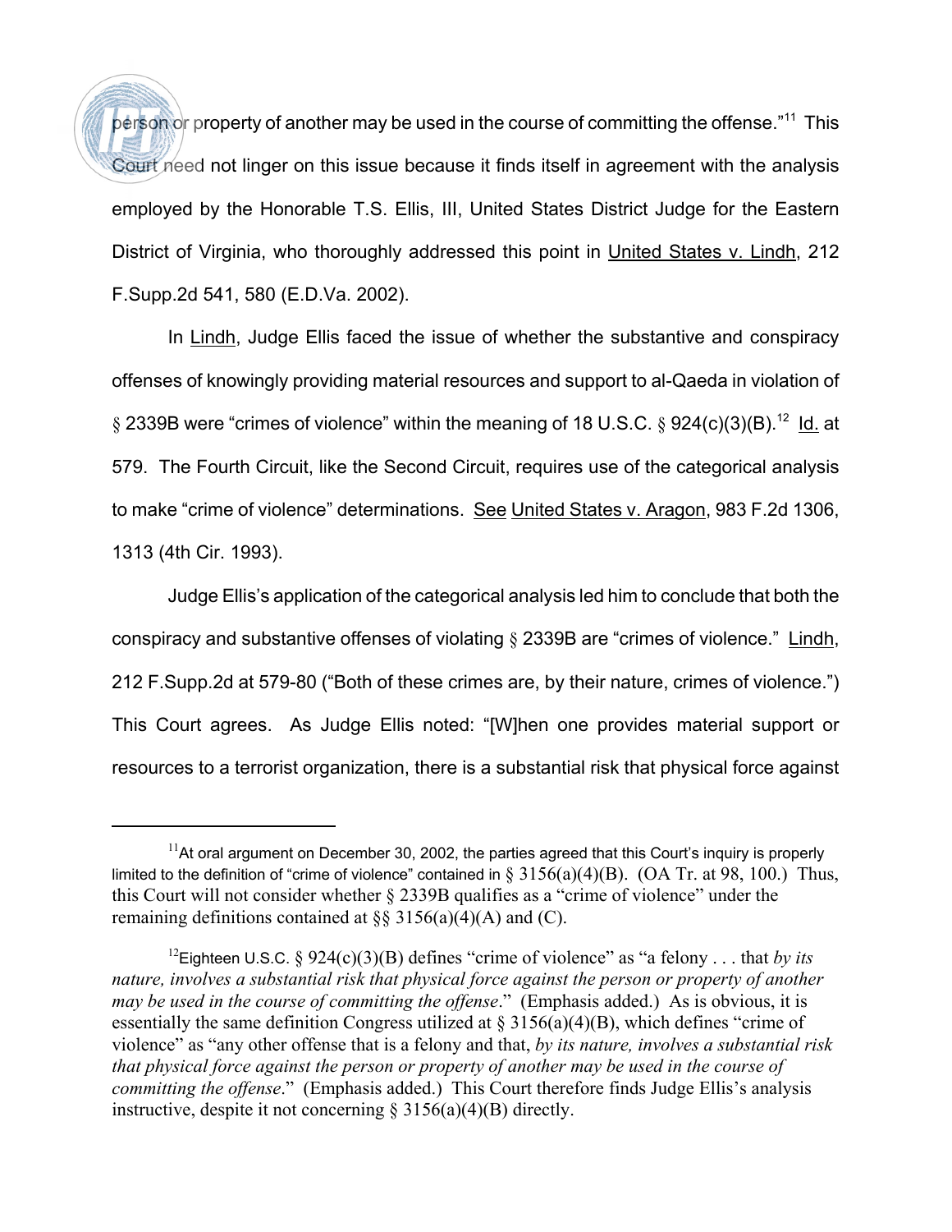person or property of another may be used in the course of committing the offense."[11] This Court need not linger on this issue because it finds itself in agreement with the analysis employed by the Honorable T.S. Ellis, III, United States District Judge for the Eastern District of Virginia, who thoroughly addressed this point in United States v. Lindh, 212 F.Supp.2d 541, 580 (E.D.Va. 2002).

In Lindh, Judge Ellis faced the issue of whether the substantive and conspiracy offenses of knowingly providing material resources and support to al-Qaeda in violation of § 2339B were "crimes of violence" within the meaning of 18 U.S.C. § 924(c)(3)(B).[12] Id. at 579. The Fourth Circuit, like the Second Circuit, requires use of the categorical analysis to make "crime of violence" determinations. See United States v. Aragon, 983 F.2d 1306, 1313 (4th Cir. 1993).

Judge Ellis's application of the categorical analysis led him to conclude that both the conspiracy and substantive offenses of violating § 2339B are "crimes of violence." Lindh, 212 F.Supp.2d at 579-80 ("Both of these crimes are, by their nature, crimes of violence.") This Court agrees. As Judge Ellis noted: "[W]hen one provides material support or resources to a terrorist organization, there is a substantial risk that physical force against

---

[11] At oral argument on December 30, 2002, the parties agreed that this Court's inquiry is properly limited to the definition of "crime of violence" contained in § 3156(a)(4)(B). (OA Tr. at 98, 100.) Thus, this Court will not consider whether § 2339B qualifies as a "crime of violence" under the remaining definitions contained at §§ 3156(a)(4)(A) and (C).

[12] Eighteen U.S.C. § 924(c)(3)(B) defines "crime of violence" as "a felony . . . that *by its nature, involves a substantial risk that physical force against the person or property of another may be used in the course of committing the offense*." (Emphasis added.) As is obvious, it is essentially the same definition Congress utilized at § 3156(a)(4)(B), which defines "crime of violence" as "any other offense that is a felony and that, *by its nature, involves a substantial risk that physical force against the person or property of another may be used in the course of committing the offense*." (Emphasis added.) This Court therefore finds Judge Ellis's analysis instructive, despite it not concerning § 3156(a)(4)(B) directly.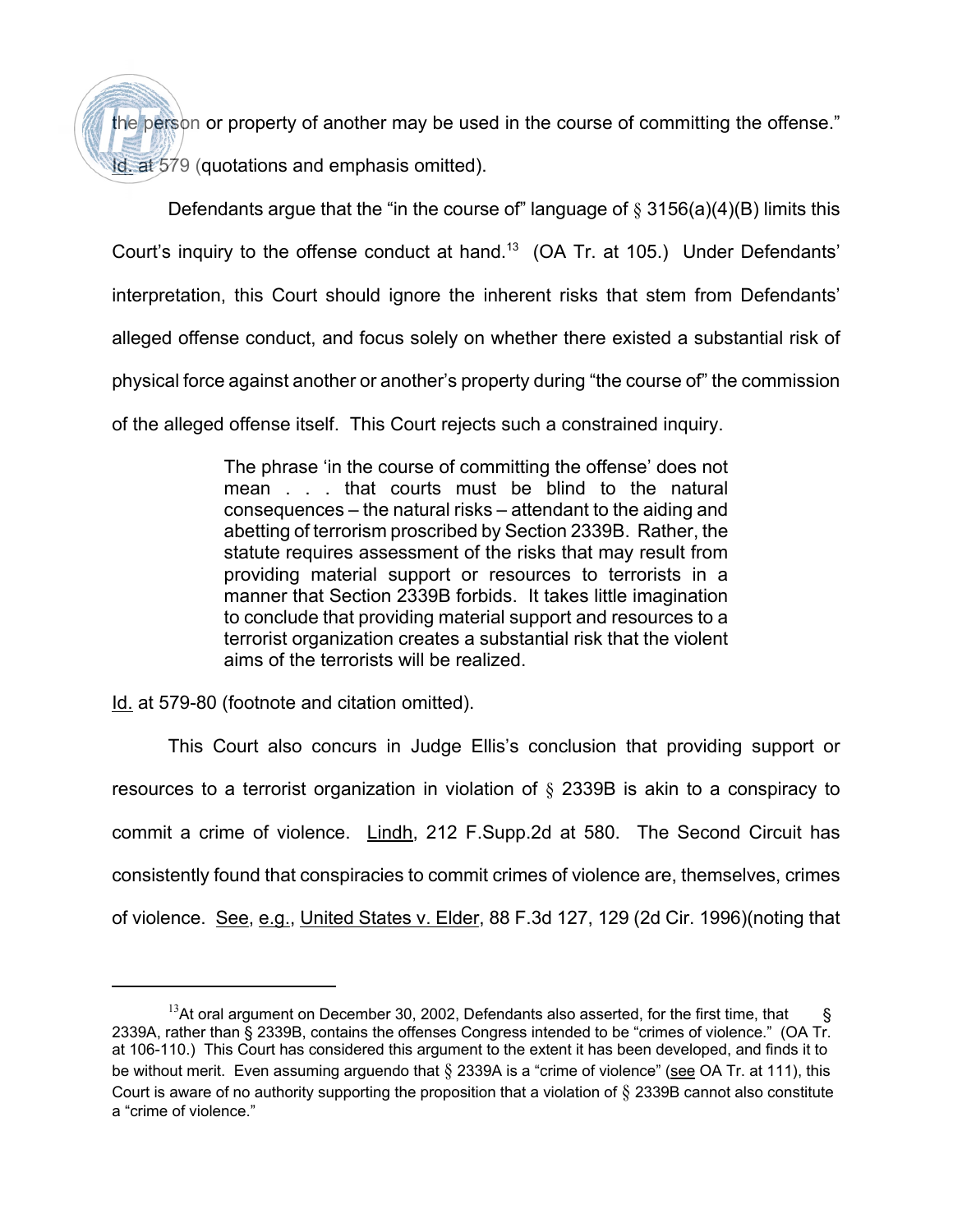the person or property of another may be used in the course of committing the offense." Id. at 579 (quotations and emphasis omitted).

Defendants argue that the "in the course of" language of § 3156(a)(4)(B) limits this Court's inquiry to the offense conduct at hand.[13] (OA Tr. at 105.) Under Defendants' interpretation, this Court should ignore the inherent risks that stem from Defendants' alleged offense conduct, and focus solely on whether there existed a substantial risk of physical force against another or another's property during "the course of" the commission of the alleged offense itself. This Court rejects such a constrained inquiry.

> The phrase 'in the course of committing the offense' does not mean . . . that courts must be blind to the natural consequences – the natural risks – attendant to the aiding and abetting of terrorism proscribed by Section 2339B. Rather, the statute requires assessment of the risks that may result from providing material support or resources to terrorists in a manner that Section 2339B forbids. It takes little imagination to conclude that providing material support and resources to a terrorist organization creates a substantial risk that the violent aims of the terrorists will be realized.

Id. at 579-80 (footnote and citation omitted).

This Court also concurs in Judge Ellis's conclusion that providing support or resources to a terrorist organization in violation of § 2339B is akin to a conspiracy to commit a crime of violence. Lindh, 212 F.Supp.2d at 580. The Second Circuit has consistently found that conspiracies to commit crimes of violence are, themselves, crimes of violence. See, e.g., United States v. Elder, 88 F.3d 127, 129 (2d Cir. 1996)(noting that

---

[13] At oral argument on December 30, 2002, Defendants also asserted, for the first time, that § 2339A, rather than § 2339B, contains the offenses Congress intended to be "crimes of violence." (OA Tr. at 106-110.) This Court has considered this argument to the extent it has been developed, and finds it to be without merit. Even assuming arguendo that § 2339A is a "crime of violence" (see OA Tr. at 111), this Court is aware of no authority supporting the proposition that a violation of § 2339B cannot also constitute a "crime of violence."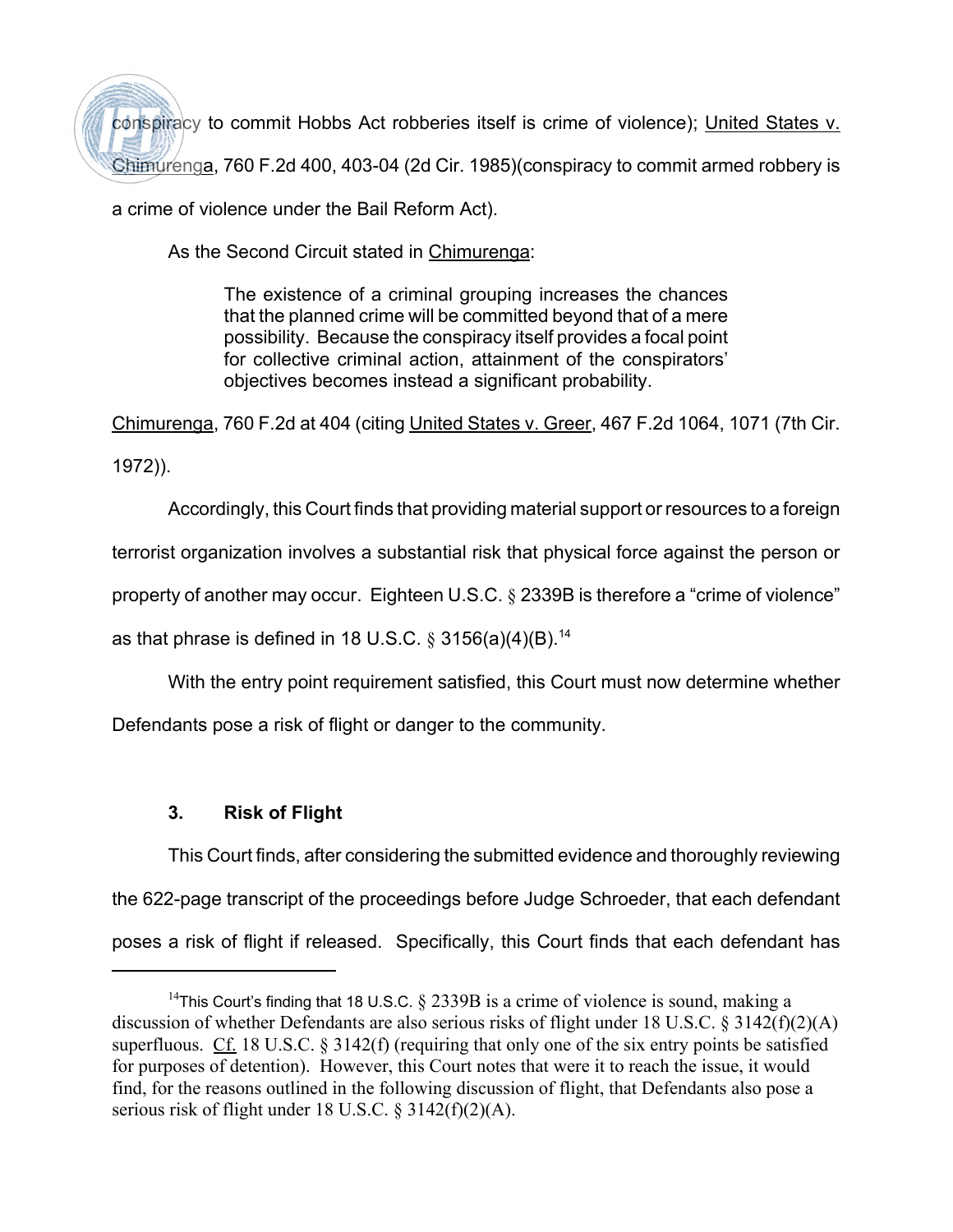conspiracy to commit Hobbs Act robberies itself is crime of violence); United States v. Chimurenga, 760 F.2d 400, 403-04 (2d Cir. 1985)(conspiracy to commit armed robbery is a crime of violence under the Bail Reform Act).

As the Second Circuit stated in Chimurenga:

> The existence of a criminal grouping increases the chances that the planned crime will be committed beyond that of a mere possibility. Because the conspiracy itself provides a focal point for collective criminal action, attainment of the conspirators' objectives becomes instead a significant probability.

Chimurenga, 760 F.2d at 404 (citing United States v. Greer, 467 F.2d 1064, 1071 (7th Cir. 1972)).

Accordingly, this Court finds that providing material support or resources to a foreign terrorist organization involves a substantial risk that physical force against the person or property of another may occur. Eighteen U.S.C. § 2339B is therefore a "crime of violence" as that phrase is defined in 18 U.S.C. § 3156(a)(4)(B).[14]

With the entry point requirement satisfied, this Court must now determine whether Defendants pose a risk of flight or danger to the community.

### 3. Risk of Flight

This Court finds, after considering the submitted evidence and thoroughly reviewing the 622-page transcript of the proceedings before Judge Schroeder, that each defendant poses a risk of flight if released. Specifically, this Court finds that each defendant has

---

[14] This Court's finding that 18 U.S.C. § 2339B is a crime of violence is sound, making a discussion of whether Defendants are also serious risks of flight under 18 U.S.C. § 3142(f)(2)(A) superfluous. Cf. 18 U.S.C. § 3142(f) (requiring that only one of the six entry points be satisfied for purposes of detention). However, this Court notes that were it to reach the issue, it would find, for the reasons outlined in the following discussion of flight, that Defendants also pose a serious risk of flight under 18 U.S.C. § 3142(f)(2)(A).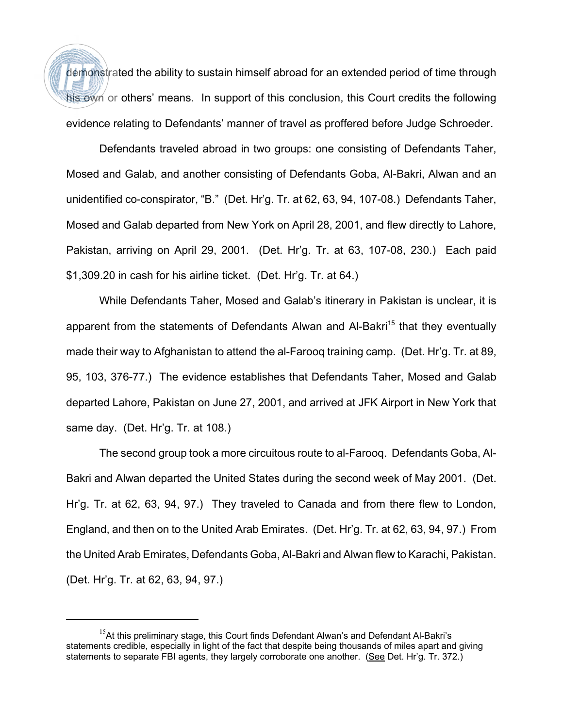demonstrated the ability to sustain himself abroad for an extended period of time through his own or others' means. In support of this conclusion, this Court credits the following evidence relating to Defendants' manner of travel as proffered before Judge Schroeder.

Defendants traveled abroad in two groups: one consisting of Defendants Taher, Mosed and Galab, and another consisting of Defendants Goba, Al-Bakri, Alwan and an unidentified co-conspirator, "B." (Det. Hr'g. Tr. at 62, 63, 94, 107-08.) Defendants Taher, Mosed and Galab departed from New York on April 28, 2001, and flew directly to Lahore, Pakistan, arriving on April 29, 2001. (Det. Hr'g. Tr. at 63, 107-08, 230.) Each paid $1,309.20 in cash for his airline ticket. (Det. Hr'g. Tr. at 64.)

While Defendants Taher, Mosed and Galab's itinerary in Pakistan is unclear, it is apparent from the statements of Defendants Alwan and Al-Bakri[15] that they eventually made their way to Afghanistan to attend the al-Farooq training camp. (Det. Hr'g. Tr. at 89, 95, 103, 376-77.) The evidence establishes that Defendants Taher, Mosed and Galab departed Lahore, Pakistan on June 27, 2001, and arrived at JFK Airport in New York that same day. (Det. Hr'g. Tr. at 108.)

The second group took a more circuitous route to al-Farooq. Defendants Goba, Al-Bakri and Alwan departed the United States during the second week of May 2001. (Det. Hr'g. Tr. at 62, 63, 94, 97.) They traveled to Canada and from there flew to London, England, and then on to the United Arab Emirates. (Det. Hr'g. Tr. at 62, 63, 94, 97.) From the United Arab Emirates, Defendants Goba, Al-Bakri and Alwan flew to Karachi, Pakistan. (Det. Hr'g. Tr. at 62, 63, 94, 97.)

---

[15] At this preliminary stage, this Court finds Defendant Alwan's and Defendant Al-Bakri's statements credible, especially in light of the fact that despite being thousands of miles apart and giving statements to separate FBI agents, they largely corroborate one another. (See Det. Hr'g. Tr. 372.)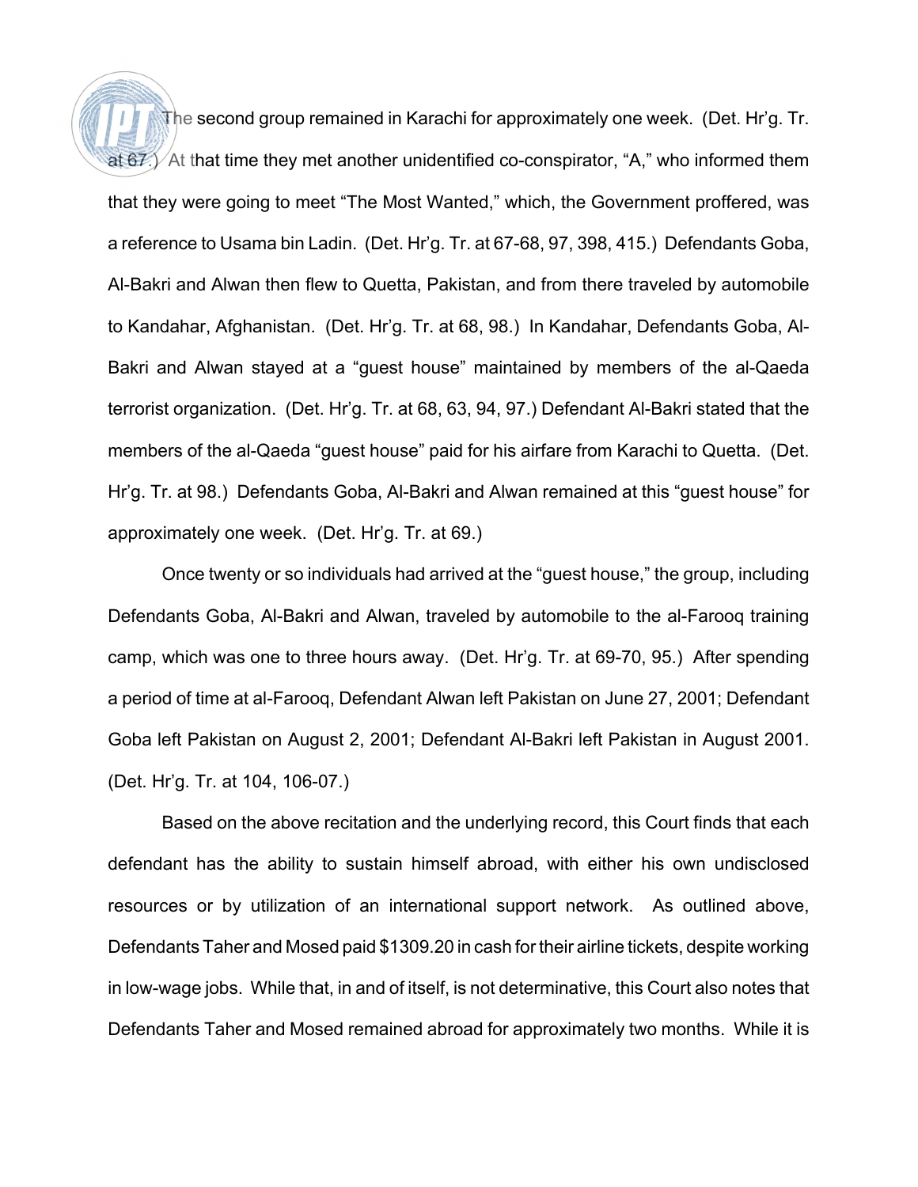The second group remained in Karachi for approximately one week. (Det. Hr'g. Tr. at 67.) At that time they met another unidentified co-conspirator, "A," who informed them that they were going to meet "The Most Wanted," which, the Government proffered, was a reference to Usama bin Ladin. (Det. Hr'g. Tr. at 67-68, 97, 398, 415.) Defendants Goba, Al-Bakri and Alwan then flew to Quetta, Pakistan, and from there traveled by automobile to Kandahar, Afghanistan. (Det. Hr'g. Tr. at 68, 98.) In Kandahar, Defendants Goba, Al-Bakri and Alwan stayed at a "guest house" maintained by members of the al-Qaeda terrorist organization. (Det. Hr'g. Tr. at 68, 63, 94, 97.) Defendant Al-Bakri stated that the members of the al-Qaeda "guest house" paid for his airfare from Karachi to Quetta. (Det. Hr'g. Tr. at 98.) Defendants Goba, Al-Bakri and Alwan remained at this "guest house" for approximately one week. (Det. Hr'g. Tr. at 69.)

Once twenty or so individuals had arrived at the "guest house," the group, including Defendants Goba, Al-Bakri and Alwan, traveled by automobile to the al-Farooq training camp, which was one to three hours away. (Det. Hr'g. Tr. at 69-70, 95.) After spending a period of time at al-Farooq, Defendant Alwan left Pakistan on June 27, 2001; Defendant Goba left Pakistan on August 2, 2001; Defendant Al-Bakri left Pakistan in August 2001. (Det. Hr'g. Tr. at 104, 106-07.)

Based on the above recitation and the underlying record, this Court finds that each defendant has the ability to sustain himself abroad, with either his own undisclosed resources or by utilization of an international support network. As outlined above, Defendants Taher and Mosed paid $1309.20 in cash for their airline tickets, despite working in low-wage jobs. While that, in and of itself, is not determinative, this Court also notes that Defendants Taher and Mosed remained abroad for approximately two months. While it is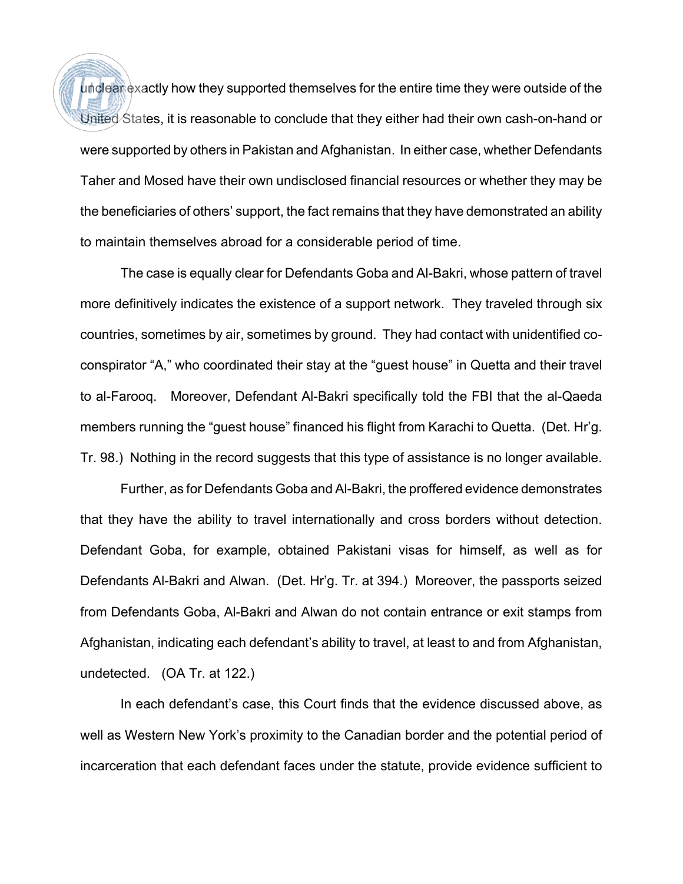unclear exactly how they supported themselves for the entire time they were outside of the United States, it is reasonable to conclude that they either had their own cash-on-hand or were supported by others in Pakistan and Afghanistan. In either case, whether Defendants Taher and Mosed have their own undisclosed financial resources or whether they may be the beneficiaries of others' support, the fact remains that they have demonstrated an ability to maintain themselves abroad for a considerable period of time.

The case is equally clear for Defendants Goba and Al-Bakri, whose pattern of travel more definitively indicates the existence of a support network. They traveled through six countries, sometimes by air, sometimes by ground. They had contact with unidentified co-conspirator "A," who coordinated their stay at the "guest house" in Quetta and their travel to al-Farooq. Moreover, Defendant Al-Bakri specifically told the FBI that the al-Qaeda members running the "guest house" financed his flight from Karachi to Quetta. (Det. Hr'g. Tr. 98.) Nothing in the record suggests that this type of assistance is no longer available.

Further, as for Defendants Goba and Al-Bakri, the proffered evidence demonstrates that they have the ability to travel internationally and cross borders without detection. Defendant Goba, for example, obtained Pakistani visas for himself, as well as for Defendants Al-Bakri and Alwan. (Det. Hr'g. Tr. at 394.) Moreover, the passports seized from Defendants Goba, Al-Bakri and Alwan do not contain entrance or exit stamps from Afghanistan, indicating each defendant's ability to travel, at least to and from Afghanistan, undetected. (OA Tr. at 122.)

In each defendant's case, this Court finds that the evidence discussed above, as well as Western New York's proximity to the Canadian border and the potential period of incarceration that each defendant faces under the statute, provide evidence sufficient to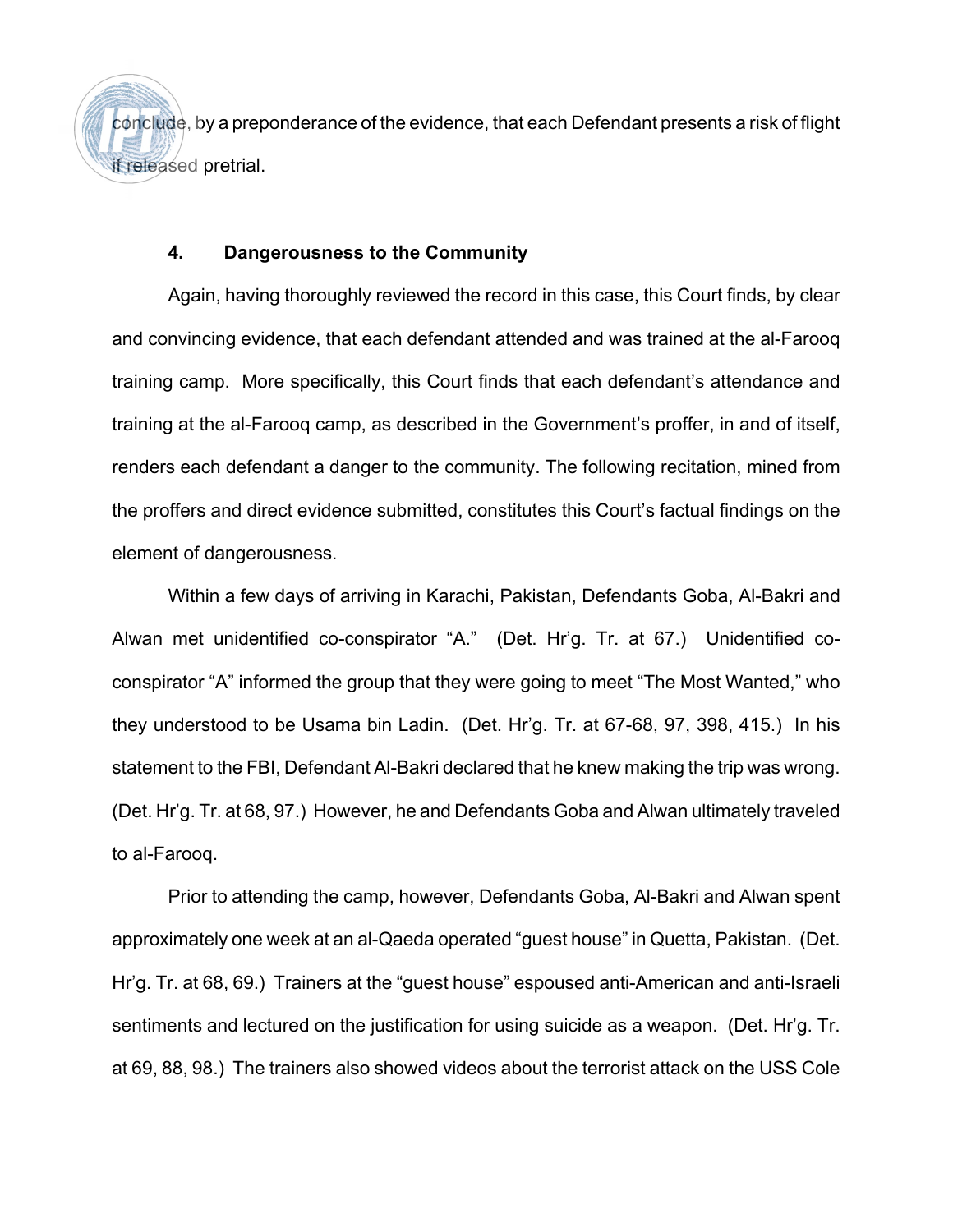conclude, by a preponderance of the evidence, that each Defendant presents a risk of flight if released pretrial.

### 4. Dangerousness to the Community

Again, having thoroughly reviewed the record in this case, this Court finds, by clear and convincing evidence, that each defendant attended and was trained at the al-Farooq training camp. More specifically, this Court finds that each defendant's attendance and training at the al-Farooq camp, as described in the Government's proffer, in and of itself, renders each defendant a danger to the community. The following recitation, mined from the proffers and direct evidence submitted, constitutes this Court's factual findings on the element of dangerousness.

Within a few days of arriving in Karachi, Pakistan, Defendants Goba, Al-Bakri and Alwan met unidentified co-conspirator "A." (Det. Hr'g. Tr. at 67.) Unidentified co-conspirator "A" informed the group that they were going to meet "The Most Wanted," who they understood to be Usama bin Ladin. (Det. Hr'g. Tr. at 67-68, 97, 398, 415.) In his statement to the FBI, Defendant Al-Bakri declared that he knew making the trip was wrong. (Det. Hr'g. Tr. at 68, 97.) However, he and Defendants Goba and Alwan ultimately traveled to al-Farooq.

Prior to attending the camp, however, Defendants Goba, Al-Bakri and Alwan spent approximately one week at an al-Qaeda operated "guest house" in Quetta, Pakistan. (Det. Hr'g. Tr. at 68, 69.) Trainers at the "guest house" espoused anti-American and anti-Israeli sentiments and lectured on the justification for using suicide as a weapon. (Det. Hr'g. Tr. at 69, 88, 98.) The trainers also showed videos about the terrorist attack on the USS Cole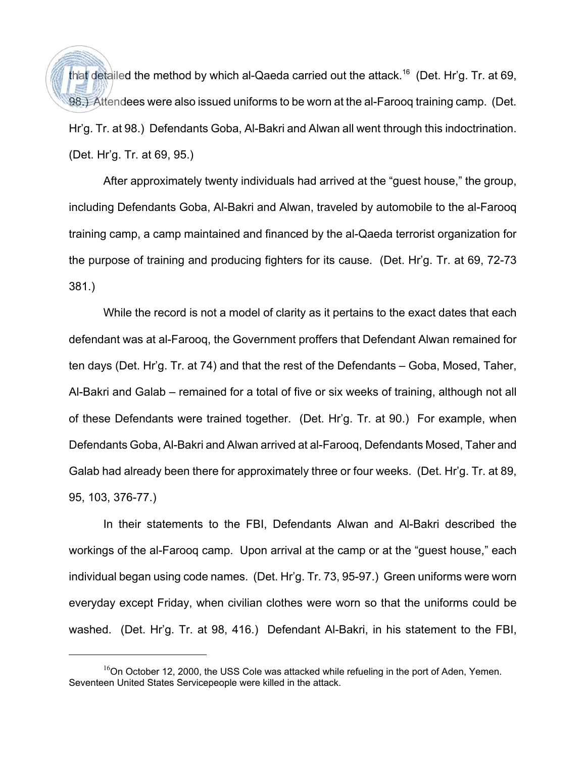that detailed the method by which al-Qaeda carried out the attack.[16] (Det. Hr'g. Tr. at 69, 98.) Attendees were also issued uniforms to be worn at the al-Farooq training camp. (Det. Hr'g. Tr. at 98.) Defendants Goba, Al-Bakri and Alwan all went through this indoctrination. (Det. Hr'g. Tr. at 69, 95.)

After approximately twenty individuals had arrived at the "guest house," the group, including Defendants Goba, Al-Bakri and Alwan, traveled by automobile to the al-Farooq training camp, a camp maintained and financed by the al-Qaeda terrorist organization for the purpose of training and producing fighters for its cause. (Det. Hr'g. Tr. at 69, 72-73 381.)

While the record is not a model of clarity as it pertains to the exact dates that each defendant was at al-Farooq, the Government proffers that Defendant Alwan remained for ten days (Det. Hr'g. Tr. at 74) and that the rest of the Defendants – Goba, Mosed, Taher, Al-Bakri and Galab – remained for a total of five or six weeks of training, although not all of these Defendants were trained together. (Det. Hr'g. Tr. at 90.) For example, when Defendants Goba, Al-Bakri and Alwan arrived at al-Farooq, Defendants Mosed, Taher and Galab had already been there for approximately three or four weeks. (Det. Hr'g. Tr. at 89, 95, 103, 376-77.)

In their statements to the FBI, Defendants Alwan and Al-Bakri described the workings of the al-Farooq camp. Upon arrival at the camp or at the "guest house," each individual began using code names. (Det. Hr'g. Tr. 73, 95-97.) Green uniforms were worn everyday except Friday, when civilian clothes were worn so that the uniforms could be washed. (Det. Hr'g. Tr. at 98, 416.) Defendant Al-Bakri, in his statement to the FBI,

---

[16] On October 12, 2000, the USS Cole was attacked while refueling in the port of Aden, Yemen. Seventeen United States Servicepeople were killed in the attack.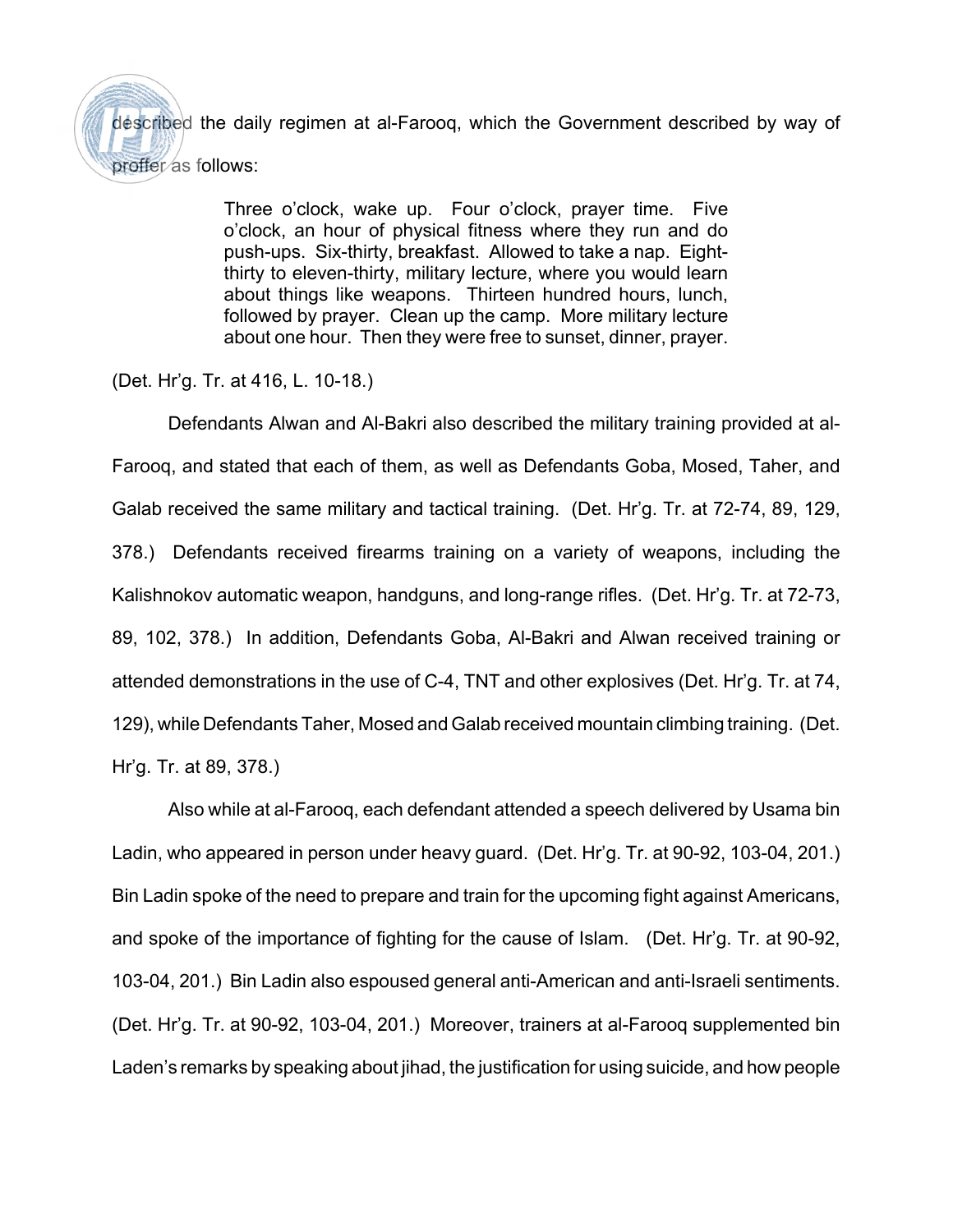described the daily regimen at al-Farooq, which the Government described by way of proffer as follows:

> Three o'clock, wake up. Four o'clock, prayer time. Five o'clock, an hour of physical fitness where they run and do push-ups. Six-thirty, breakfast. Allowed to take a nap. Eight-thirty to eleven-thirty, military lecture, where you would learn about things like weapons. Thirteen hundred hours, lunch, followed by prayer. Clean up the camp. More military lecture about one hour. Then they were free to sunset, dinner, prayer.

(Det. Hr'g. Tr. at 416, L. 10-18.)

Defendants Alwan and Al-Bakri also described the military training provided at al-Farooq, and stated that each of them, as well as Defendants Goba, Mosed, Taher, and Galab received the same military and tactical training. (Det. Hr'g. Tr. at 72-74, 89, 129, 378.) Defendants received firearms training on a variety of weapons, including the Kalishnokov automatic weapon, handguns, and long-range rifles. (Det. Hr'g. Tr. at 72-73, 89, 102, 378.) In addition, Defendants Goba, Al-Bakri and Alwan received training or attended demonstrations in the use of C-4, TNT and other explosives (Det. Hr'g. Tr. at 74, 129), while Defendants Taher, Mosed and Galab received mountain climbing training. (Det. Hr'g. Tr. at 89, 378.)

Also while at al-Farooq, each defendant attended a speech delivered by Usama bin Ladin, who appeared in person under heavy guard. (Det. Hr'g. Tr. at 90-92, 103-04, 201.) Bin Ladin spoke of the need to prepare and train for the upcoming fight against Americans, and spoke of the importance of fighting for the cause of Islam. (Det. Hr'g. Tr. at 90-92, 103-04, 201.) Bin Ladin also espoused general anti-American and anti-Israeli sentiments. (Det. Hr'g. Tr. at 90-92, 103-04, 201.) Moreover, trainers at al-Farooq supplemented bin Laden's remarks by speaking about jihad, the justification for using suicide, and how people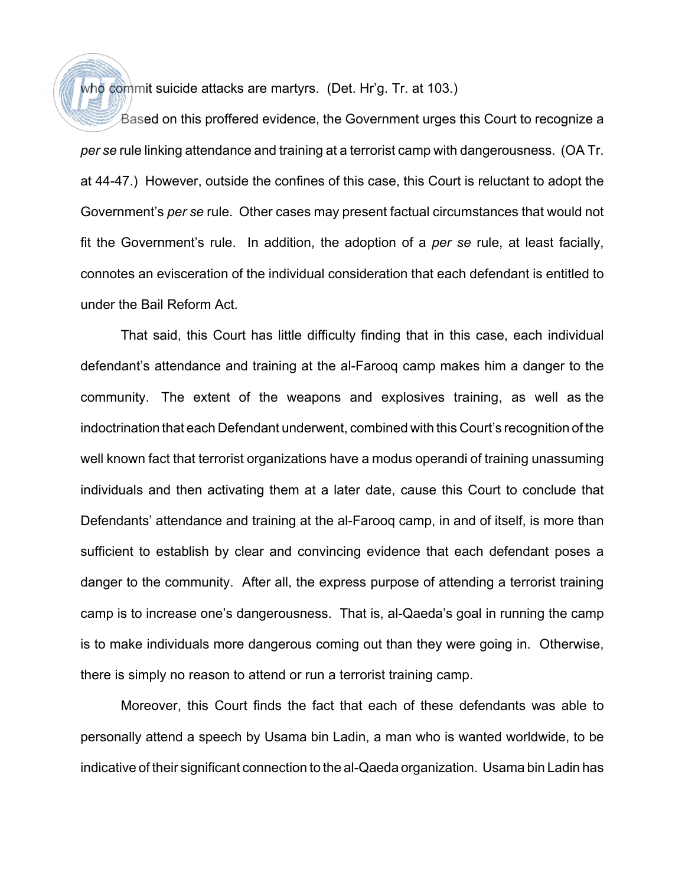who commit suicide attacks are martyrs. (Det. Hr'g. Tr. at 103.)

Based on this proffered evidence, the Government urges this Court to recognize a *per se* rule linking attendance and training at a terrorist camp with dangerousness. (OA Tr. at 44-47.) However, outside the confines of this case, this Court is reluctant to adopt the Government's *per se* rule. Other cases may present factual circumstances that would not fit the Government's rule. In addition, the adoption of a *per se* rule, at least facially, connotes an evisceration of the individual consideration that each defendant is entitled to under the Bail Reform Act.

That said, this Court has little difficulty finding that in this case, each individual defendant's attendance and training at the al-Farooq camp makes him a danger to the community. The extent of the weapons and explosives training, as well as the indoctrination that each Defendant underwent, combined with this Court's recognition of the well known fact that terrorist organizations have a modus operandi of training unassuming individuals and then activating them at a later date, cause this Court to conclude that Defendants' attendance and training at the al-Farooq camp, in and of itself, is more than sufficient to establish by clear and convincing evidence that each defendant poses a danger to the community. After all, the express purpose of attending a terrorist training camp is to increase one's dangerousness. That is, al-Qaeda's goal in running the camp is to make individuals more dangerous coming out than they were going in. Otherwise, there is simply no reason to attend or run a terrorist training camp.

Moreover, this Court finds the fact that each of these defendants was able to personally attend a speech by Usama bin Ladin, a man who is wanted worldwide, to be indicative of their significant connection to the al-Qaeda organization. Usama bin Ladin has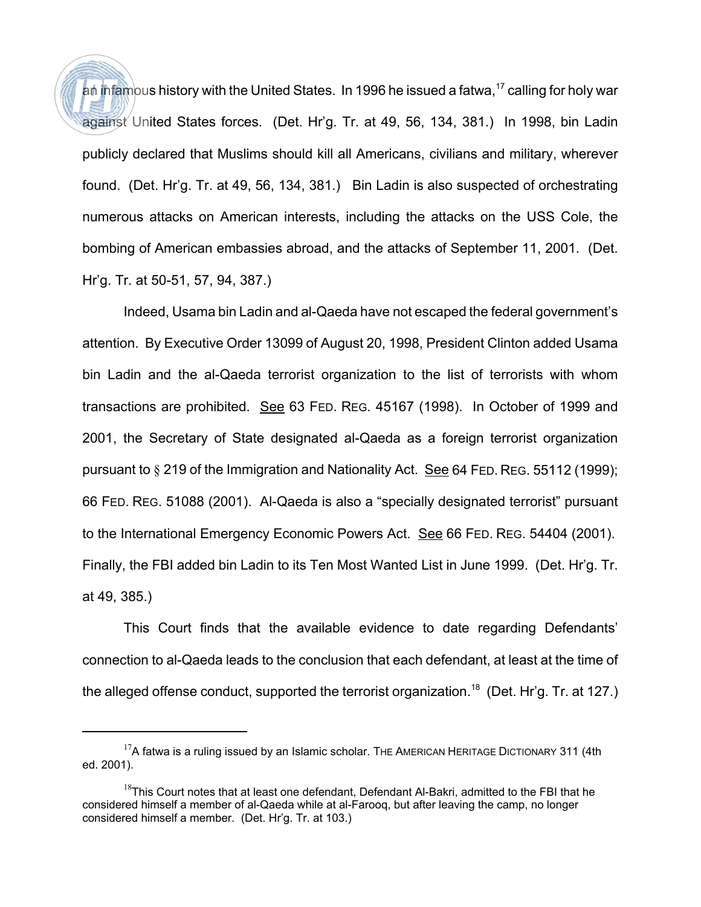an infamous history with the United States. In 1996 he issued a fatwa,[17] calling for holy war against United States forces. (Det. Hr'g. Tr. at 49, 56, 134, 381.) In 1998, bin Ladin publicly declared that Muslims should kill all Americans, civilians and military, wherever found. (Det. Hr'g. Tr. at 49, 56, 134, 381.) Bin Ladin is also suspected of orchestrating numerous attacks on American interests, including the attacks on the USS Cole, the bombing of American embassies abroad, and the attacks of September 11, 2001. (Det. Hr'g. Tr. at 50-51, 57, 94, 387.)

Indeed, Usama bin Ladin and al-Qaeda have not escaped the federal government's attention. By Executive Order 13099 of August 20, 1998, President Clinton added Usama bin Ladin and the al-Qaeda terrorist organization to the list of terrorists with whom transactions are prohibited. See 63 FED. REG. 45167 (1998). In October of 1999 and 2001, the Secretary of State designated al-Qaeda as a foreign terrorist organization pursuant to § 219 of the Immigration and Nationality Act. See 64 FED. REG. 55112 (1999); 66 FED. REG. 51088 (2001). Al-Qaeda is also a "specially designated terrorist" pursuant to the International Emergency Economic Powers Act. See 66 FED. REG. 54404 (2001). Finally, the FBI added bin Ladin to its Ten Most Wanted List in June 1999. (Det. Hr'g. Tr. at 49, 385.)

This Court finds that the available evidence to date regarding Defendants' connection to al-Qaeda leads to the conclusion that each defendant, at least at the time of the alleged offense conduct, supported the terrorist organization.[18] (Det. Hr'g. Tr. at 127.)

---

[17] A fatwa is a ruling issued by an Islamic scholar. THE AMERICAN HERITAGE DICTIONARY 311 (4th ed. 2001).

[18] This Court notes that at least one defendant, Defendant Al-Bakri, admitted to the FBI that he considered himself a member of al-Qaeda while at al-Farooq, but after leaving the camp, no longer considered himself a member. (Det. Hr'g. Tr. at 103.)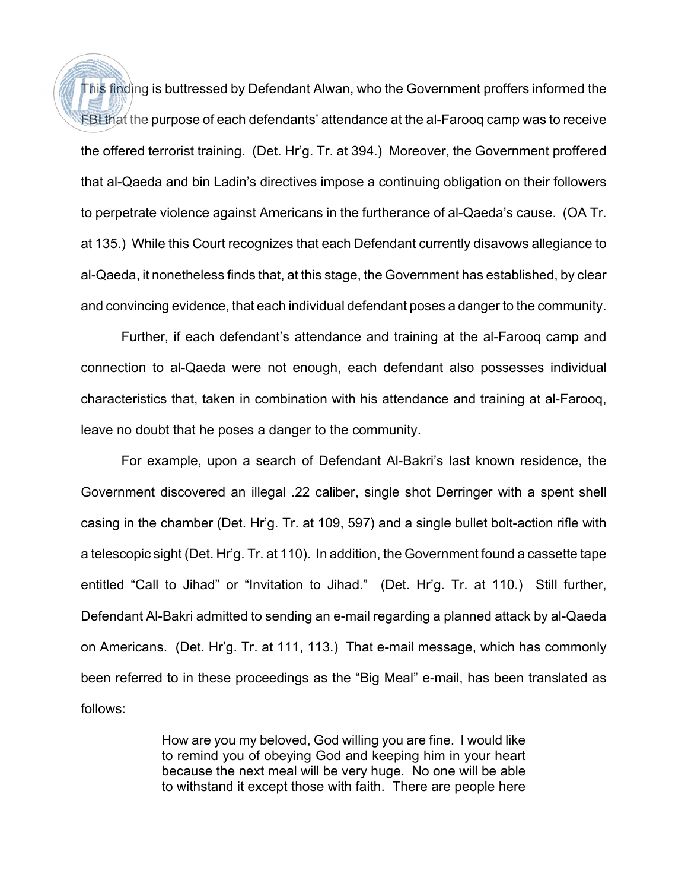This finding is buttressed by Defendant Alwan, who the Government proffers informed the FBI that the purpose of each defendants' attendance at the al-Farooq camp was to receive the offered terrorist training. (Det. Hr'g. Tr. at 394.) Moreover, the Government proffered that al-Qaeda and bin Ladin's directives impose a continuing obligation on their followers to perpetrate violence against Americans in the furtherance of al-Qaeda's cause. (OA Tr. at 135.) While this Court recognizes that each Defendant currently disavows allegiance to al-Qaeda, it nonetheless finds that, at this stage, the Government has established, by clear and convincing evidence, that each individual defendant poses a danger to the community.

Further, if each defendant's attendance and training at the al-Farooq camp and connection to al-Qaeda were not enough, each defendant also possesses individual characteristics that, taken in combination with his attendance and training at al-Farooq, leave no doubt that he poses a danger to the community.

For example, upon a search of Defendant Al-Bakri's last known residence, the Government discovered an illegal .22 caliber, single shot Derringer with a spent shell casing in the chamber (Det. Hr'g. Tr. at 109, 597) and a single bullet bolt-action rifle with a telescopic sight (Det. Hr'g. Tr. at 110). In addition, the Government found a cassette tape entitled "Call to Jihad" or "Invitation to Jihad." (Det. Hr'g. Tr. at 110.) Still further, Defendant Al-Bakri admitted to sending an e-mail regarding a planned attack by al-Qaeda on Americans. (Det. Hr'g. Tr. at 111, 113.) That e-mail message, which has commonly been referred to in these proceedings as the "Big Meal" e-mail, has been translated as follows:

> How are you my beloved, God willing you are fine. I would like to remind you of obeying God and keeping him in your heart because the next meal will be very huge. No one will be able to withstand it except those with faith. There are people here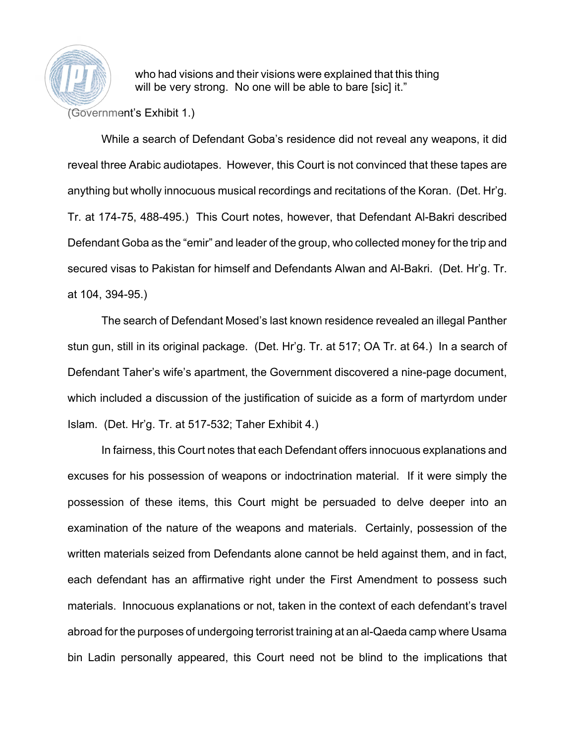> who had visions and their visions were explained that this thing will be very strong. No one will be able to bare [sic] it."

(Government's Exhibit 1.)

While a search of Defendant Goba's residence did not reveal any weapons, it did reveal three Arabic audiotapes. However, this Court is not convinced that these tapes are anything but wholly innocuous musical recordings and recitations of the Koran. (Det. Hr'g. Tr. at 174-75, 488-495.) This Court notes, however, that Defendant Al-Bakri described Defendant Goba as the "emir" and leader of the group, who collected money for the trip and secured visas to Pakistan for himself and Defendants Alwan and Al-Bakri. (Det. Hr'g. Tr. at 104, 394-95.)

The search of Defendant Mosed's last known residence revealed an illegal Panther stun gun, still in its original package. (Det. Hr'g. Tr. at 517; OA Tr. at 64.) In a search of Defendant Taher's wife's apartment, the Government discovered a nine-page document, which included a discussion of the justification of suicide as a form of martyrdom under Islam. (Det. Hr'g. Tr. at 517-532; Taher Exhibit 4.)

In fairness, this Court notes that each Defendant offers innocuous explanations and excuses for his possession of weapons or indoctrination material. If it were simply the possession of these items, this Court might be persuaded to delve deeper into an examination of the nature of the weapons and materials. Certainly, possession of the written materials seized from Defendants alone cannot be held against them, and in fact, each defendant has an affirmative right under the First Amendment to possess such materials. Innocuous explanations or not, taken in the context of each defendant's travel abroad for the purposes of undergoing terrorist training at an al-Qaeda camp where Usama bin Ladin personally appeared, this Court need not be blind to the implications that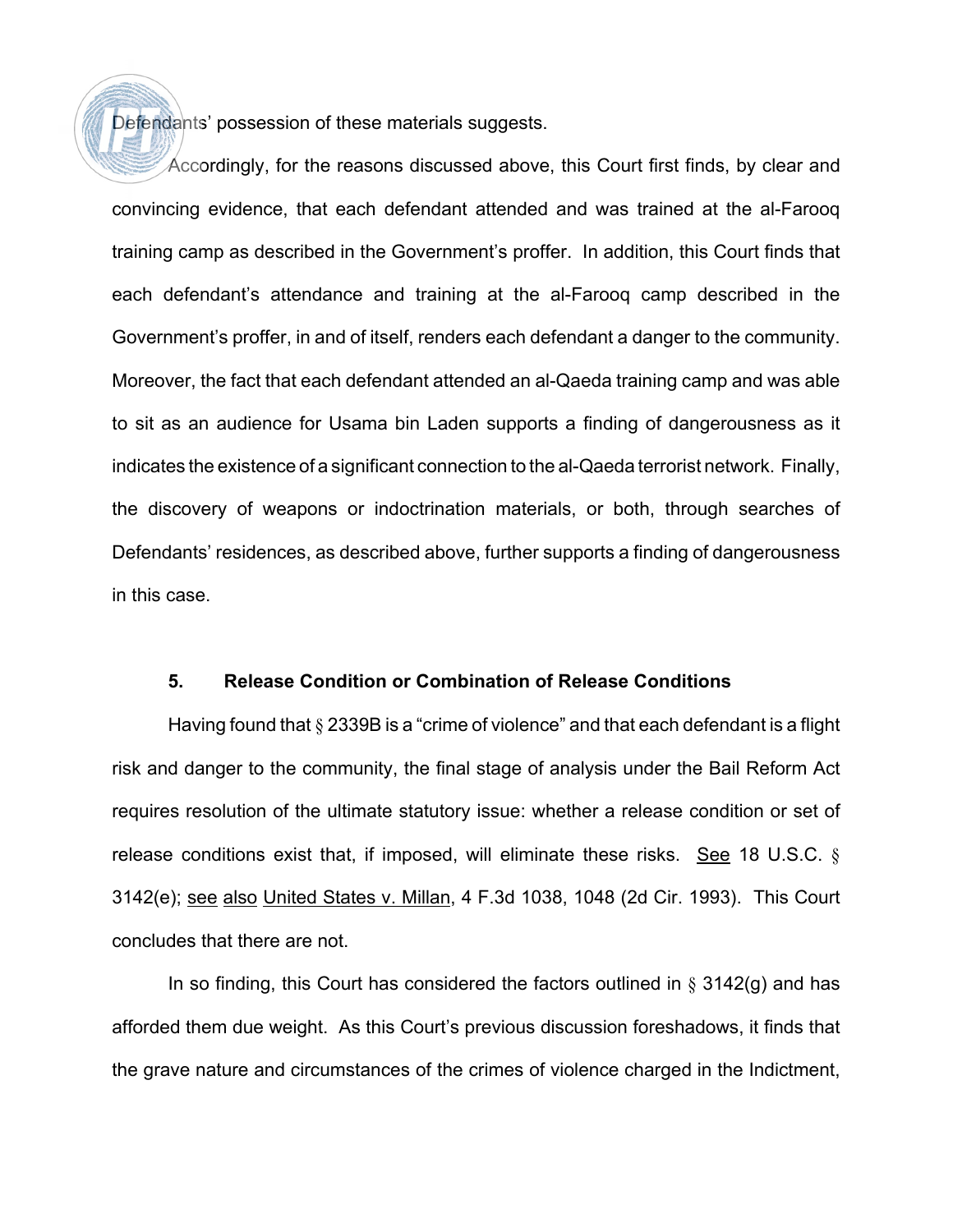Defendants' possession of these materials suggests.

Accordingly, for the reasons discussed above, this Court first finds, by clear and convincing evidence, that each defendant attended and was trained at the al-Farooq training camp as described in the Government's proffer. In addition, this Court finds that each defendant's attendance and training at the al-Farooq camp described in the Government's proffer, in and of itself, renders each defendant a danger to the community. Moreover, the fact that each defendant attended an al-Qaeda training camp and was able to sit as an audience for Usama bin Laden supports a finding of dangerousness as it indicates the existence of a significant connection to the al-Qaeda terrorist network. Finally, the discovery of weapons or indoctrination materials, or both, through searches of Defendants' residences, as described above, further supports a finding of dangerousness in this case.

### 5. Release Condition or Combination of Release Conditions

Having found that § 2339B is a "crime of violence" and that each defendant is a flight risk and danger to the community, the final stage of analysis under the Bail Reform Act requires resolution of the ultimate statutory issue: whether a release condition or set of release conditions exist that, if imposed, will eliminate these risks. See 18 U.S.C. § 3142(e); see also United States v. Millan, 4 F.3d 1038, 1048 (2d Cir. 1993). This Court concludes that there are not.

In so finding, this Court has considered the factors outlined in § 3142(g) and has afforded them due weight. As this Court's previous discussion foreshadows, it finds that the grave nature and circumstances of the crimes of violence charged in the Indictment,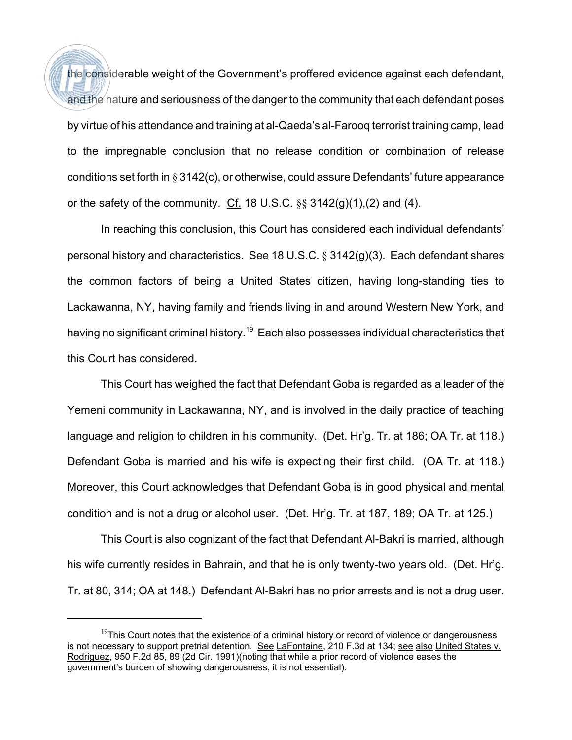the considerable weight of the Government's proffered evidence against each defendant, and the nature and seriousness of the danger to the community that each defendant poses by virtue of his attendance and training at al-Qaeda's al-Farooq terrorist training camp, lead to the impregnable conclusion that no release condition or combination of release conditions set forth in § 3142(c), or otherwise, could assure Defendants' future appearance or the safety of the community. Cf. 18 U.S.C. §§ 3142(g)(1),(2) and (4).

In reaching this conclusion, this Court has considered each individual defendants' personal history and characteristics. See 18 U.S.C. § 3142(g)(3). Each defendant shares the common factors of being a United States citizen, having long-standing ties to Lackawanna, NY, having family and friends living in and around Western New York, and having no significant criminal history.[19] Each also possesses individual characteristics that this Court has considered.

This Court has weighed the fact that Defendant Goba is regarded as a leader of the Yemeni community in Lackawanna, NY, and is involved in the daily practice of teaching language and religion to children in his community. (Det. Hr'g. Tr. at 186; OA Tr. at 118.) Defendant Goba is married and his wife is expecting their first child. (OA Tr. at 118.) Moreover, this Court acknowledges that Defendant Goba is in good physical and mental condition and is not a drug or alcohol user. (Det. Hr'g. Tr. at 187, 189; OA Tr. at 125.)

This Court is also cognizant of the fact that Defendant Al-Bakri is married, although his wife currently resides in Bahrain, and that he is only twenty-two years old. (Det. Hr'g. Tr. at 80, 314; OA at 148.) Defendant Al-Bakri has no prior arrests and is not a drug user.

---

[19] This Court notes that the existence of a criminal history or record of violence or dangerousness is not necessary to support pretrial detention. See LaFontaine, 210 F.3d at 134; see also United States v. Rodriguez, 950 F.2d 85, 89 (2d Cir. 1991)(noting that while a prior record of violence eases the government's burden of showing dangerousness, it is not essential).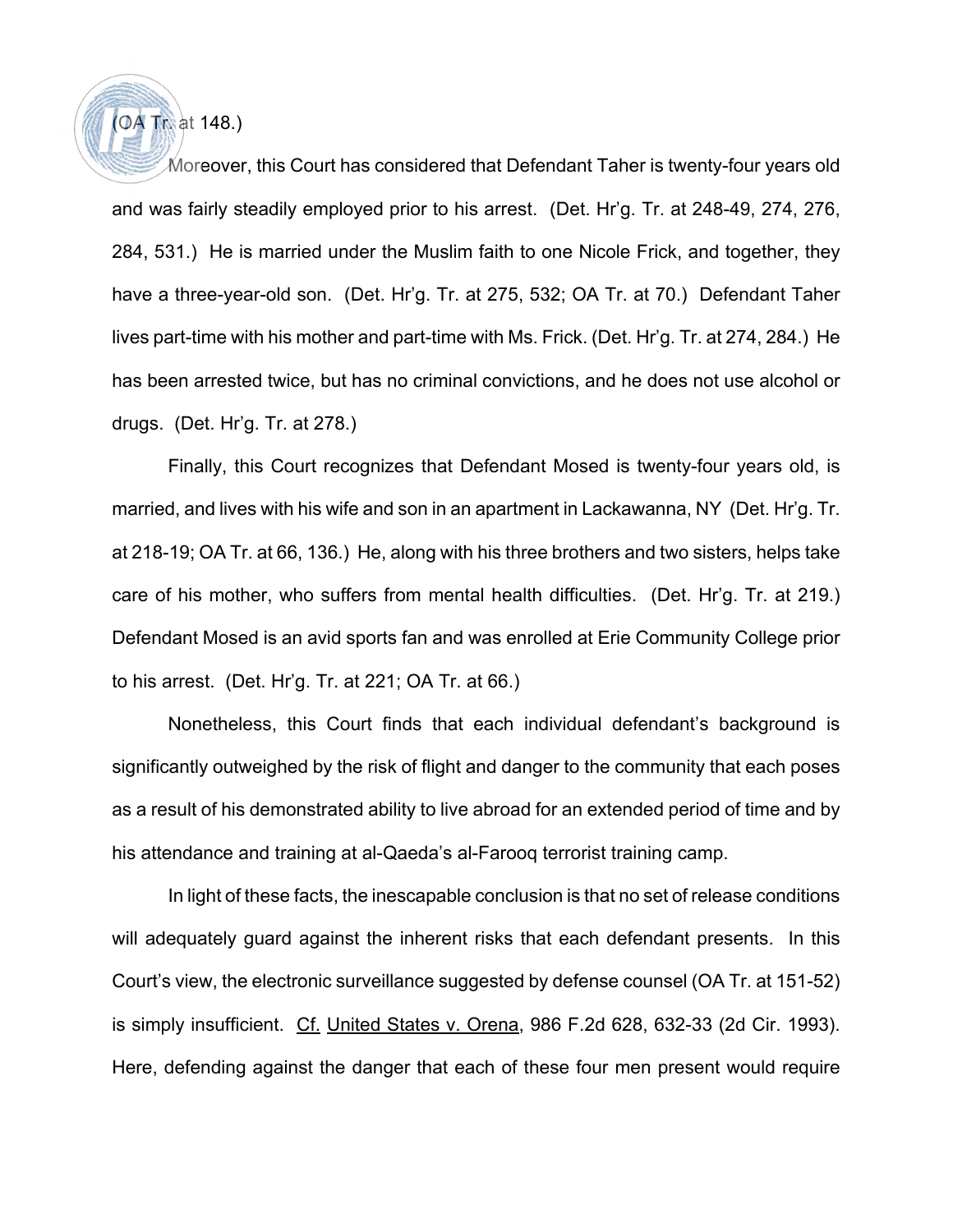(OA Tr. at 148.)

Moreover, this Court has considered that Defendant Taher is twenty-four years old and was fairly steadily employed prior to his arrest. (Det. Hr'g. Tr. at 248-49, 274, 276, 284, 531.) He is married under the Muslim faith to one Nicole Frick, and together, they have a three-year-old son. (Det. Hr'g. Tr. at 275, 532; OA Tr. at 70.) Defendant Taher lives part-time with his mother and part-time with Ms. Frick. (Det. Hr'g. Tr. at 274, 284.) He has been arrested twice, but has no criminal convictions, and he does not use alcohol or drugs. (Det. Hr'g. Tr. at 278.)

Finally, this Court recognizes that Defendant Mosed is twenty-four years old, is married, and lives with his wife and son in an apartment in Lackawanna, NY (Det. Hr'g. Tr. at 218-19; OA Tr. at 66, 136.) He, along with his three brothers and two sisters, helps take care of his mother, who suffers from mental health difficulties. (Det. Hr'g. Tr. at 219.) Defendant Mosed is an avid sports fan and was enrolled at Erie Community College prior to his arrest. (Det. Hr'g. Tr. at 221; OA Tr. at 66.)

Nonetheless, this Court finds that each individual defendant's background is significantly outweighed by the risk of flight and danger to the community that each poses as a result of his demonstrated ability to live abroad for an extended period of time and by his attendance and training at al-Qaeda's al-Farooq terrorist training camp.

In light of these facts, the inescapable conclusion is that no set of release conditions will adequately guard against the inherent risks that each defendant presents. In this Court's view, the electronic surveillance suggested by defense counsel (OA Tr. at 151-52) is simply insufficient. Cf. United States v. Orena, 986 F.2d 628, 632-33 (2d Cir. 1993). Here, defending against the danger that each of these four men present would require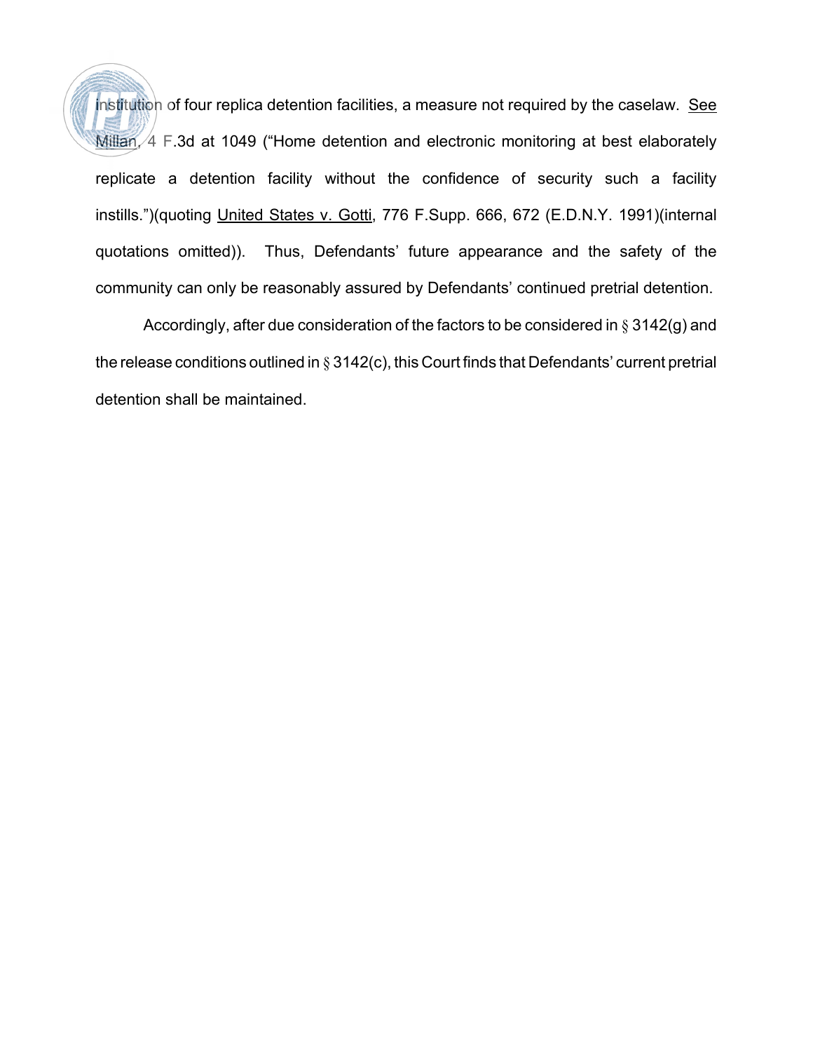institution of four replica detention facilities, a measure not required by the caselaw. See Millan, 4 F.3d at 1049 ("Home detention and electronic monitoring at best elaborately replicate a detention facility without the confidence of security such a facility instills.")(quoting United States v. Gotti, 776 F.Supp. 666, 672 (E.D.N.Y. 1991)(internal quotations omitted)). Thus, Defendants' future appearance and the safety of the community can only be reasonably assured by Defendants' continued pretrial detention.

Accordingly, after due consideration of the factors to be considered in § 3142(g) and the release conditions outlined in § 3142(c), this Court finds that Defendants' current pretrial detention shall be maintained.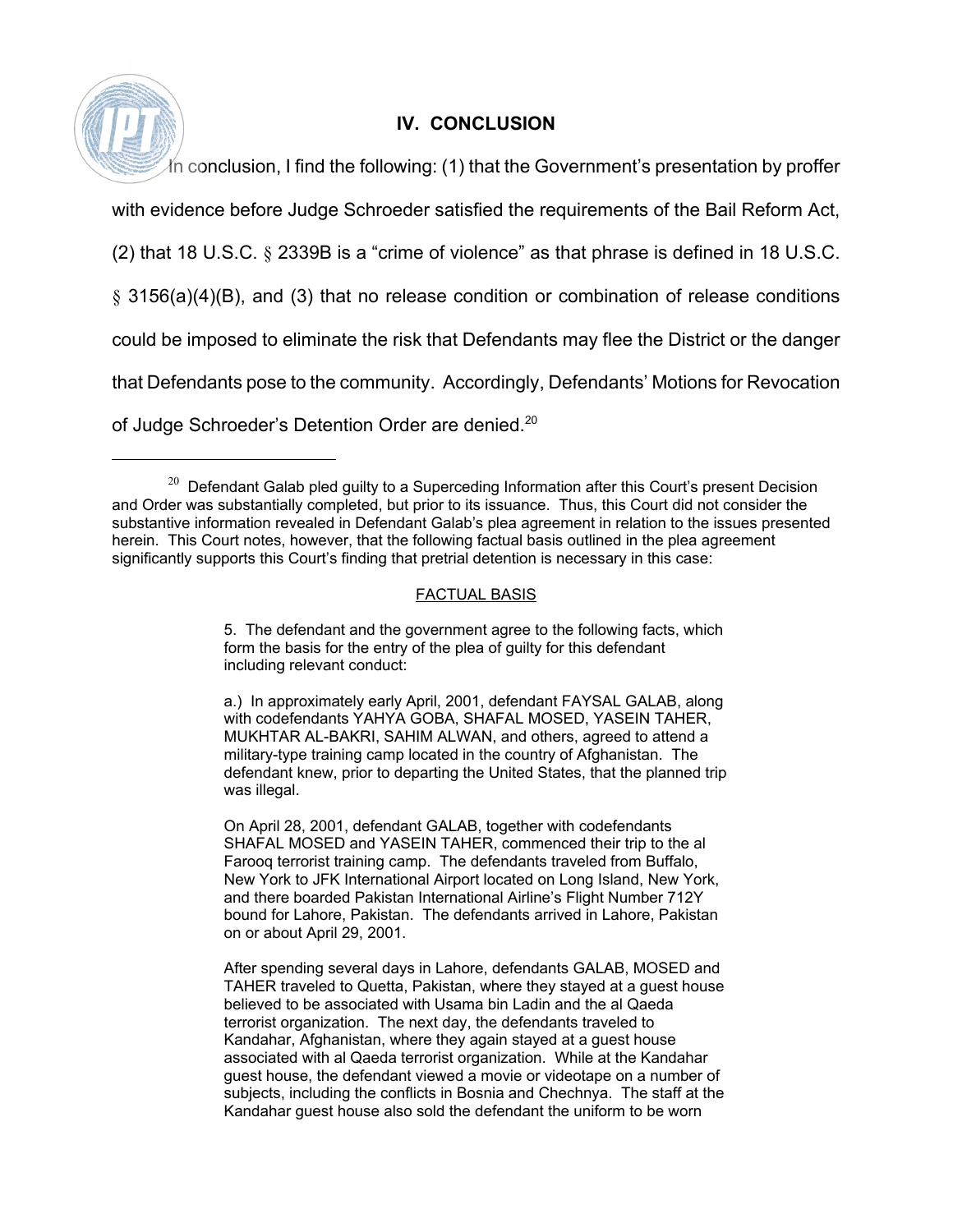## IV. CONCLUSION

In conclusion, I find the following: (1) that the Government's presentation by proffer with evidence before Judge Schroeder satisfied the requirements of the Bail Reform Act, (2) that 18 U.S.C. § 2339B is a "crime of violence" as that phrase is defined in 18 U.S.C. § 3156(a)(4)(B), and (3) that no release condition or combination of release conditions could be imposed to eliminate the risk that Defendants may flee the District or the danger that Defendants pose to the community. Accordingly, Defendants' Motions for Revocation of Judge Schroeder's Detention Order are denied.[20]

---

[20] Defendant Galab pled guilty to a Superceding Information after this Court's present Decision and Order was substantially completed, but prior to its issuance. Thus, this Court did not consider the substantive information revealed in Defendant Galab's plea agreement in relation to the issues presented herein. This Court notes, however, that the following factual basis outlined in the plea agreement significantly supports this Court's finding that pretrial detention is necessary in this case:

> <u>FACTUAL BASIS</u>
>
> 5. The defendant and the government agree to the following facts, which form the basis for the entry of the plea of guilty for this defendant including relevant conduct:
>
> a.) In approximately early April, 2001, defendant FAYSAL GALAB, along with codefendants YAHYA GOBA, SHAFAL MOSED, YASEIN TAHER, MUKHTAR AL-BAKRI, SAHIM ALWAN, and others, agreed to attend a military-type training camp located in the country of Afghanistan. The defendant knew, prior to departing the United States, that the planned trip was illegal.
>
> On April 28, 2001, defendant GALAB, together with codefendants SHAFAL MOSED and YASEIN TAHER, commenced their trip to the al Farooq terrorist training camp. The defendants traveled from Buffalo, New York to JFK International Airport located on Long Island, New York, and there boarded Pakistan International Airline's Flight Number 712Y bound for Lahore, Pakistan. The defendants arrived in Lahore, Pakistan on or about April 29, 2001.
>
> After spending several days in Lahore, defendants GALAB, MOSED and TAHER traveled to Quetta, Pakistan, where they stayed at a guest house believed to be associated with Usama bin Ladin and the al Qaeda terrorist organization. The next day, the defendants traveled to Kandahar, Afghanistan, where they again stayed at a guest house associated with al Qaeda terrorist organization. While at the Kandahar guest house, the defendant viewed a movie or videotape on a number of subjects, including the conflicts in Bosnia and Chechnya. The staff at the Kandahar guest house also sold the defendant the uniform to be worn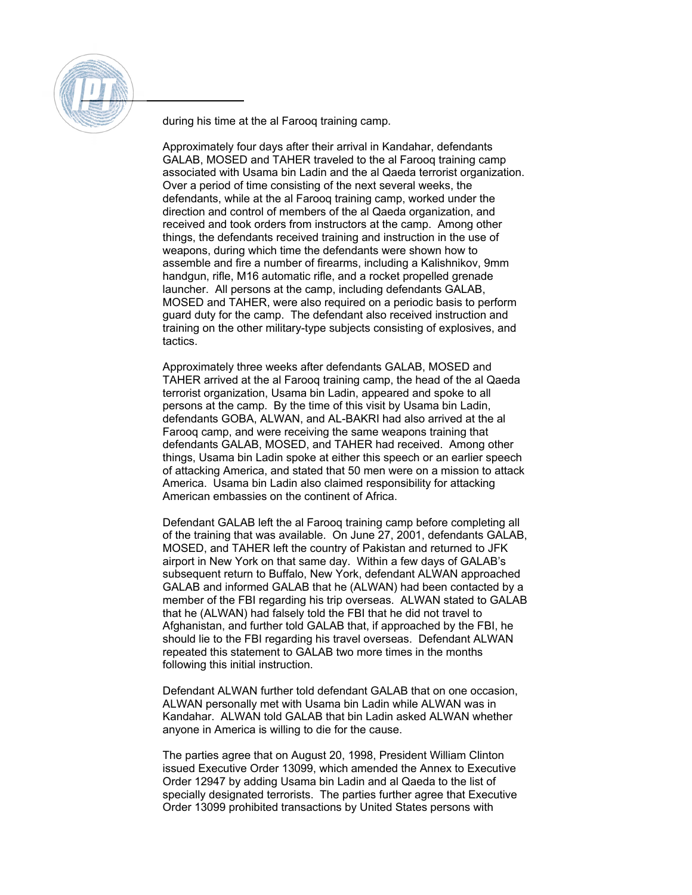during his time at the al Farooq training camp.

Approximately four days after their arrival in Kandahar, defendants GALAB, MOSED and TAHER traveled to the al Farooq training camp associated with Usama bin Ladin and the al Qaeda terrorist organization. Over a period of time consisting of the next several weeks, the defendants, while at the al Farooq training camp, worked under the direction and control of members of the al Qaeda organization, and received and took orders from instructors at the camp. Among other things, the defendants received training and instruction in the use of weapons, during which time the defendants were shown how to assemble and fire a number of firearms, including a Kalishnikov, 9mm handgun, rifle, M16 automatic rifle, and a rocket propelled grenade launcher. All persons at the camp, including defendants GALAB, MOSED and TAHER, were also required on a periodic basis to perform guard duty for the camp. The defendant also received instruction and training on the other military-type subjects consisting of explosives, and tactics.

Approximately three weeks after defendants GALAB, MOSED and TAHER arrived at the al Farooq training camp, the head of the al Qaeda terrorist organization, Usama bin Ladin, appeared and spoke to all persons at the camp. By the time of this visit by Usama bin Ladin, defendants GOBA, ALWAN, and AL-BAKRI had also arrived at the al Farooq camp, and were receiving the same weapons training that defendants GALAB, MOSED, and TAHER had received. Among other things, Usama bin Ladin spoke at either this speech or an earlier speech of attacking America, and stated that 50 men were on a mission to attack America. Usama bin Ladin also claimed responsibility for attacking American embassies on the continent of Africa.

Defendant GALAB left the al Farooq training camp before completing all of the training that was available. On June 27, 2001, defendants GALAB, MOSED, and TAHER left the country of Pakistan and returned to JFK airport in New York on that same day. Within a few days of GALAB's subsequent return to Buffalo, New York, defendant ALWAN approached GALAB and informed GALAB that he (ALWAN) had been contacted by a member of the FBI regarding his trip overseas. ALWAN stated to GALAB that he (ALWAN) had falsely told the FBI that he did not travel to Afghanistan, and further told GALAB that, if approached by the FBI, he should lie to the FBI regarding his travel overseas. Defendant ALWAN repeated this statement to GALAB two more times in the months following this initial instruction.

Defendant ALWAN further told defendant GALAB that on one occasion, ALWAN personally met with Usama bin Ladin while ALWAN was in Kandahar. ALWAN told GALAB that bin Ladin asked ALWAN whether anyone in America is willing to die for the cause.

The parties agree that on August 20, 1998, President William Clinton issued Executive Order 13099, which amended the Annex to Executive Order 12947 by adding Usama bin Ladin and al Qaeda to the list of specially designated terrorists. The parties further agree that Executive Order 13099 prohibited transactions by United States persons with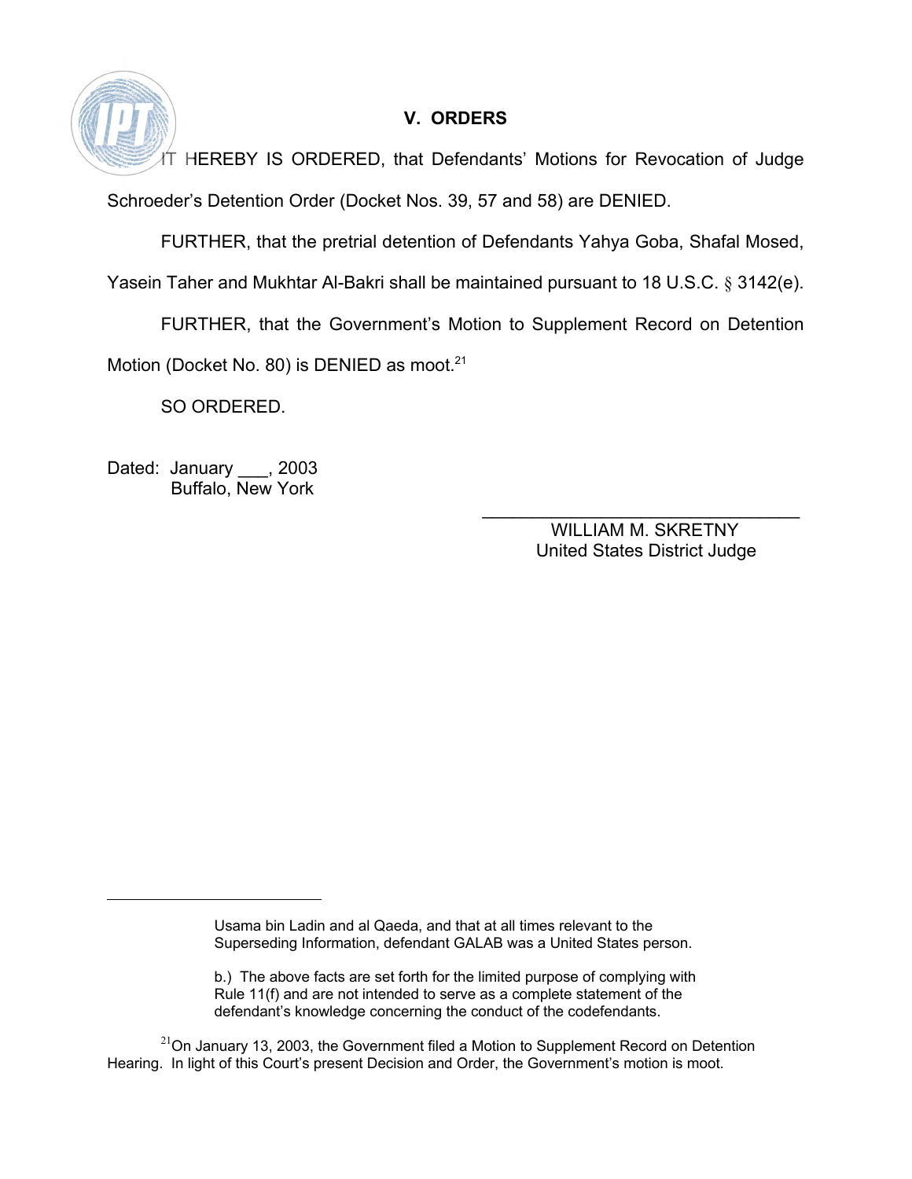## V. ORDERS

IT HEREBY IS ORDERED, that Defendants' Motions for Revocation of Judge Schroeder's Detention Order (Docket Nos. 39, 57 and 58) are DENIED.

FURTHER, that the pretrial detention of Defendants Yahya Goba, Shafal Mosed, Yasein Taher and Mukhtar Al-Bakri shall be maintained pursuant to 18 U.S.C. § 3142(e).

FURTHER, that the Government's Motion to Supplement Record on Detention Motion (Docket No. 80) is DENIED as moot.[21]

SO ORDERED.

Dated: January ___, 2003
Buffalo, New York

\_\_\_\_\_\_\_\_\_\_\_\_\_\_\_\_\_\_\_\_\_\_\_\_\_\_\_\_\_\_\_\_
WILLIAM M. SKRETNY
United States District Judge

---

Usama bin Ladin and al Qaeda, and that at all times relevant to the Superseding Information, defendant GALAB was a United States person.

b.) The above facts are set forth for the limited purpose of complying with Rule 11(f) and are not intended to serve as a complete statement of the defendant's knowledge concerning the conduct of the codefendants.

[21] On January 13, 2003, the Government filed a Motion to Supplement Record on Detention Hearing. In light of this Court's present Decision and Order, the Government's motion is moot.